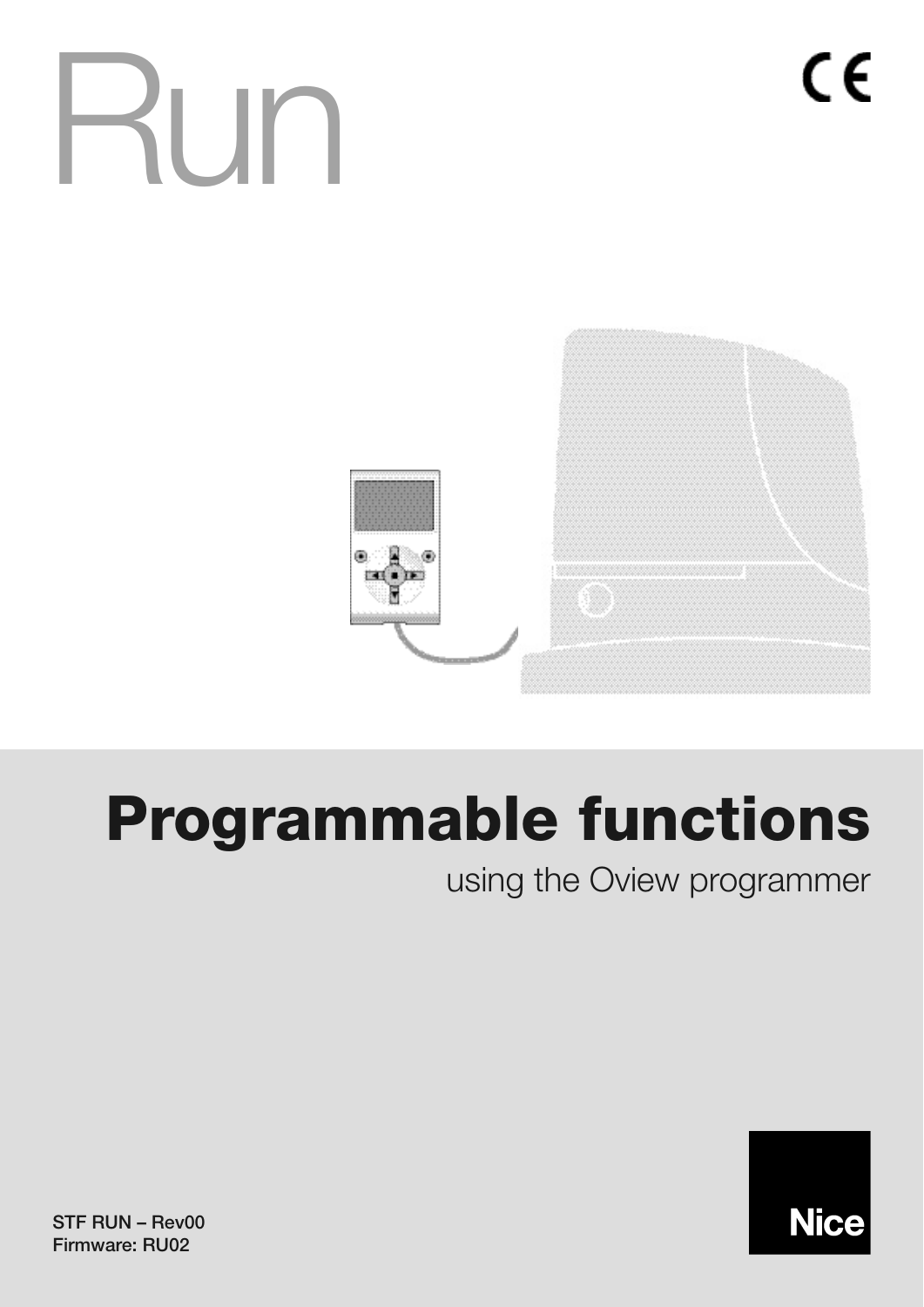# Run

CE

# Programmable functions

using the Oview programmer

STF RUN – Rev00
Firmware: RU02

Nice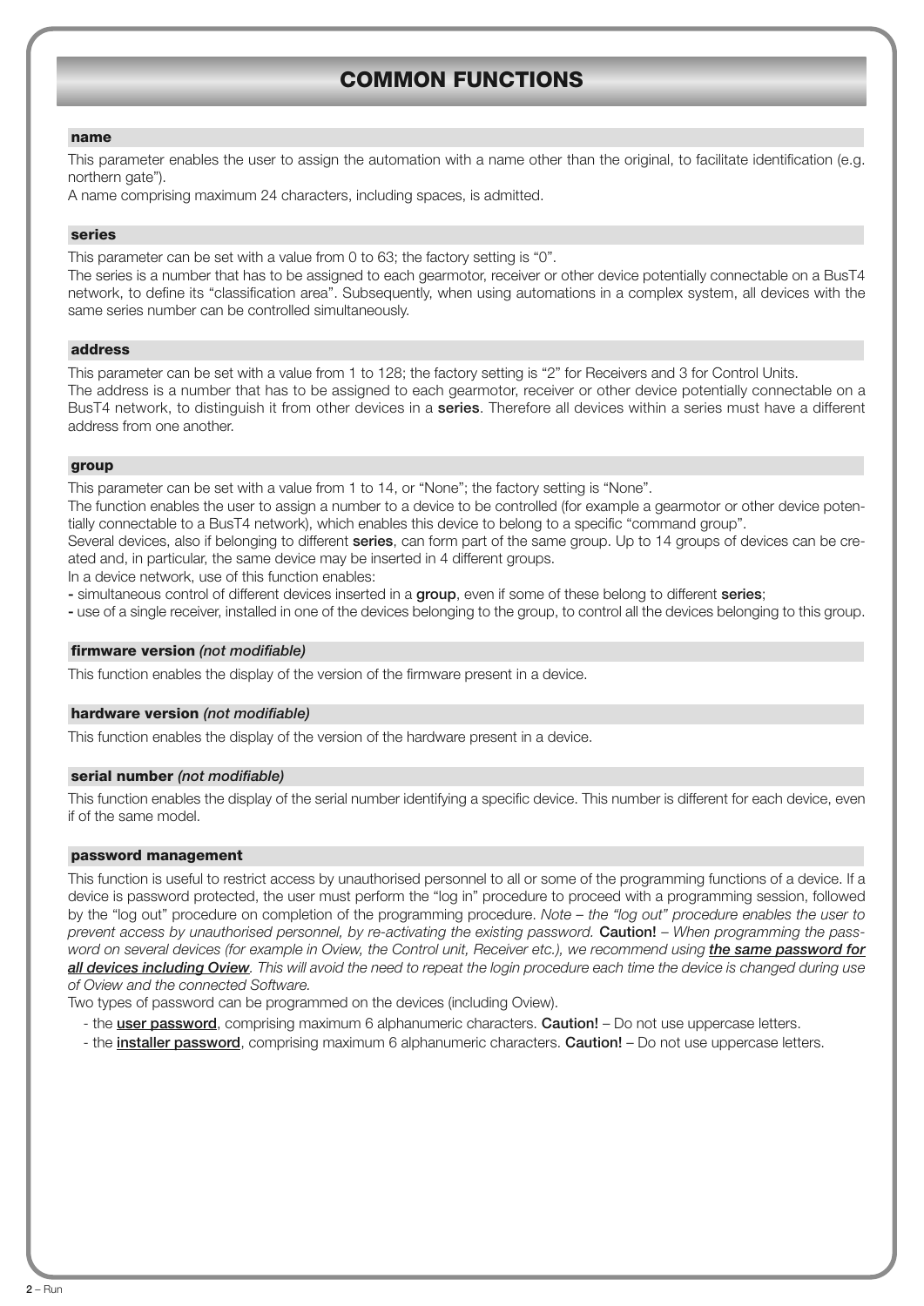# COMMON FUNCTIONS

### name

This parameter enables the user to assign the automation with a name other than the original, to facilitate identification (e.g. northern gate").

A name comprising maximum 24 characters, including spaces, is admitted.

### series

This parameter can be set with a value from 0 to 63; the factory setting is "0".

The series is a number that has to be assigned to each gearmotor, receiver or other device potentially connectable on a BusT4 network, to define its "classification area". Subsequently, when using automations in a complex system, all devices with the same series number can be controlled simultaneously.

### address

This parameter can be set with a value from 1 to 128; the factory setting is "2" for Receivers and 3 for Control Units.

The address is a number that has to be assigned to each gearmotor, receiver or other device potentially connectable on a BusT4 network, to distinguish it from other devices in a **series**. Therefore all devices within a series must have a different address from one another.

### group

This parameter can be set with a value from 1 to 14, or "None"; the factory setting is "None".

The function enables the user to assign a number to a device to be controlled (for example a gearmotor or other device potentially connectable to a BusT4 network), which enables this device to belong to a specific "command group".

Several devices, also if belonging to different **series**, can form part of the same group. Up to 14 groups of devices can be created and, in particular, the same device may be inserted in 4 different groups.

In a device network, use of this function enables:

- simultaneous control of different devices inserted in a **group**, even if some of these belong to different **series**;
- use of a single receiver, installed in one of the devices belonging to the group, to control all the devices belonging to this group.

### firmware version *(not modifiable)*

This function enables the display of the version of the firmware present in a device.

### hardware version *(not modifiable)*

This function enables the display of the version of the hardware present in a device.

### serial number *(not modifiable)*

This function enables the display of the serial number identifying a specific device. This number is different for each device, even if of the same model.

### password management

This function is useful to restrict access by unauthorised personnel to all or some of the programming functions of a device. If a device is password protected, the user must perform the "log in" procedure to proceed with a programming session, followed by the "log out" procedure on completion of the programming procedure. *Note – the "log out" procedure enables the user to prevent access by unauthorised personnel, by re-activating the existing password.* **Caution!** – *When programming the password on several devices (for example in Oview, the Control unit, Receiver etc.), we recommend using* ***the same password for all devices including Oview****. This will avoid the need to repeat the login procedure each time the device is changed during use of Oview and the connected Software.*

Two types of password can be programmed on the devices (including Oview).

- the **user password**, comprising maximum 6 alphanumeric characters. **Caution!** – Do not use uppercase letters.
- the **installer password**, comprising maximum 6 alphanumeric characters. **Caution!** – Do not use uppercase letters.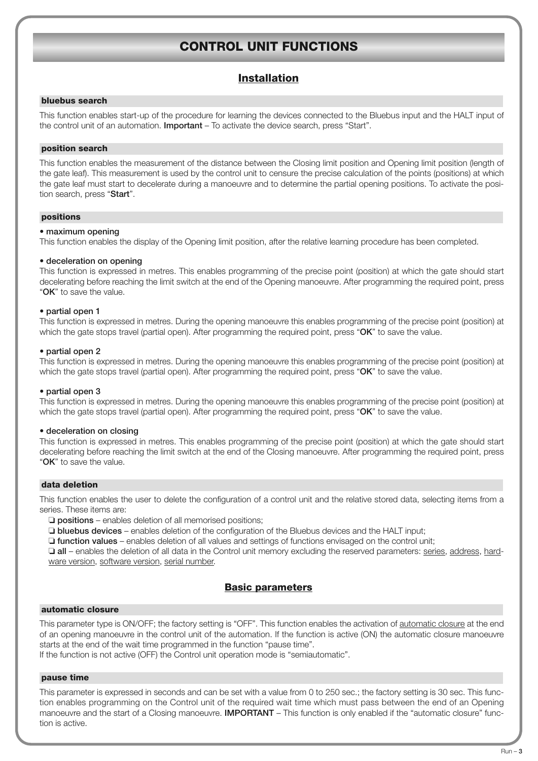# CONTROL UNIT FUNCTIONS

## Installation

### bluebus search

This function enables start-up of the procedure for learning the devices connected to the Bluebus input and the HALT input of the control unit of an automation. **Important** – To activate the device search, press "Start".

### position search

This function enables the measurement of the distance between the Closing limit position and Opening limit position (length of the gate leaf). This measurement is used by the control unit to censure the precise calculation of the points (positions) at which the gate leaf must start to decelerate during a manoeuvre and to determine the partial opening positions. To activate the position search, press "**Start**".

### positions

**• maximum opening**
This function enables the display of the Opening limit position, after the relative learning procedure has been completed.

**• deceleration on opening**
This function is expressed in metres. This enables programming of the precise point (position) at which the gate should start decelerating before reaching the limit switch at the end of the Opening manoeuvre. After programming the required point, press "**OK**" to save the value.

**• partial open 1**
This function is expressed in metres. During the opening manoeuvre this enables programming of the precise point (position) at which the gate stops travel (partial open). After programming the required point, press "**OK**" to save the value.

**• partial open 2**
This function is expressed in metres. During the opening manoeuvre this enables programming of the precise point (position) at which the gate stops travel (partial open). After programming the required point, press "**OK**" to save the value.

**• partial open 3**
This function is expressed in metres. During the opening manoeuvre this enables programming of the precise point (position) at which the gate stops travel (partial open). After programming the required point, press "**OK**" to save the value.

**• deceleration on closing**
This function is expressed in metres. This enables programming of the precise point (position) at which the gate should start decelerating before reaching the limit switch at the end of the Closing manoeuvre. After programming the required point, press "**OK**" to save the value.

### data deletion

This function enables the user to delete the configuration of a control unit and the relative stored data, selecting items from a series. These items are:

❑ **positions** – enables deletion of all memorised positions;
❑ **bluebus devices** – enables deletion of the configuration of the Bluebus devices and the HALT input;
❑ **function values** – enables deletion of all values and settings of functions envisaged on the control unit;
❑ **all** – enables the deletion of all data in the Control unit memory excluding the reserved parameters: series, address, hardware version, software version, serial number.

## Basic parameters

### automatic closure

This parameter type is ON/OFF; the factory setting is "OFF". This function enables the activation of automatic closure at the end of an opening manoeuvre in the control unit of the automation. If the function is active (ON) the automatic closure manoeuvre starts at the end of the wait time programmed in the function "pause time".
If the function is not active (OFF) the Control unit operation mode is "semiautomatic".

### pause time

This parameter is expressed in seconds and can be set with a value from 0 to 250 sec.; the factory setting is 30 sec. This function enables programming on the Control unit of the required wait time which must pass between the end of an Opening manoeuvre and the start of a Closing manoeuvre. **IMPORTANT** – This function is only enabled if the "automatic closure" function is active.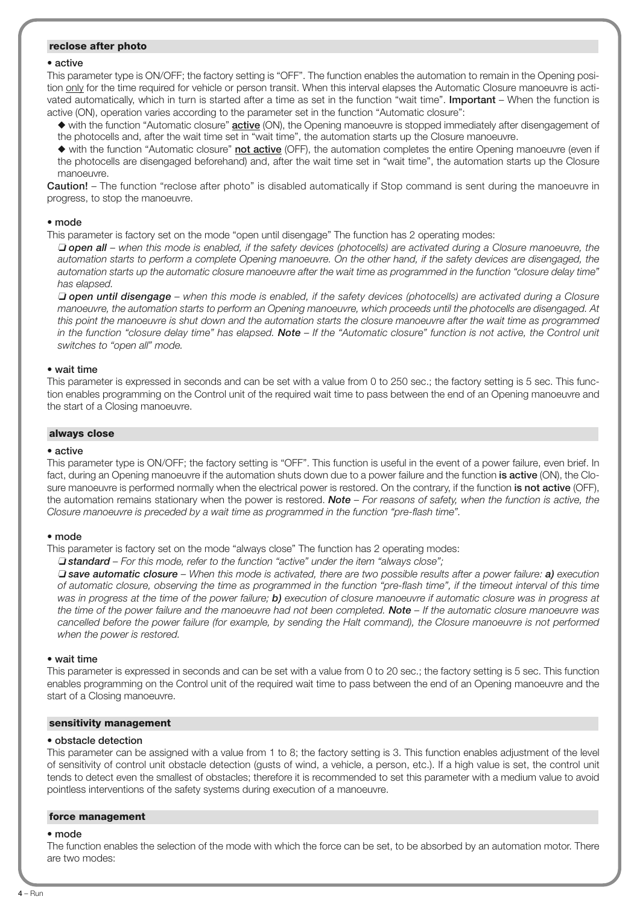### reclose after photo

**• active**

This parameter type is ON/OFF; the factory setting is "OFF". The function enables the automation to remain in the Opening position only for the time required for vehicle or person transit. When this interval elapses the Automatic Closure manoeuvre is activated automatically, which in turn is started after a time as set in the function "wait time". **Important** – When the function is active (ON), operation varies according to the parameter set in the function "Automatic closure":

◆ with the function "Automatic closure" **active** (ON), the Opening manoeuvre is stopped immediately after disengagement of the photocells and, after the wait time set in "wait time", the automation starts up the Closure manoeuvre.

◆ with the function "Automatic closure" **not active** (OFF), the automation completes the entire Opening manoeuvre (even if the photocells are disengaged beforehand) and, after the wait time set in "wait time", the automation starts up the Closure manoeuvre.

**Caution!** – The function "reclose after photo" is disabled automatically if Stop command is sent during the manoeuvre in progress, to stop the manoeuvre.

**• mode**

This parameter is factory set on the mode "open until disengage" The function has 2 operating modes:

❑ ***open all*** – *when this mode is enabled, if the safety devices (photocells) are activated during a Closure manoeuvre, the automation starts to perform a complete Opening manoeuvre. On the other hand, if the safety devices are disengaged, the automation starts up the automatic closure manoeuvre after the wait time as programmed in the function "closure delay time" has elapsed.*

❑ ***open until disengage*** – *when this mode is enabled, if the safety devices (photocells) are activated during a Closure manoeuvre, the automation starts to perform an Opening manoeuvre, which proceeds until the photocells are disengaged. At this point the manoeuvre is shut down and the automation starts the closure manoeuvre after the wait time as programmed in the function "closure delay time" has elapsed.* ***Note*** *– If the "Automatic closure" function is not active, the Control unit switches to "open all" mode.*

**• wait time**

This parameter is expressed in seconds and can be set with a value from 0 to 250 sec.; the factory setting is 5 sec. This function enables programming on the Control unit of the required wait time to pass between the end of an Opening manoeuvre and the start of a Closing manoeuvre.

### always close

**• active**

This parameter type is ON/OFF; the factory setting is "OFF". This function is useful in the event of a power failure, even brief. In fact, during an Opening manoeuvre if the automation shuts down due to a power failure and the function **is active** (ON), the Closure manoeuvre is performed normally when the electrical power is restored. On the contrary, if the function **is not active** (OFF), the automation remains stationary when the power is restored. ***Note*** *– For reasons of safety, when the function is active, the Closure manoeuvre is preceded by a wait time as programmed in the function "pre-flash time".*

**• mode**

This parameter is factory set on the mode "always close" The function has 2 operating modes:

❑ ***standard*** – *For this mode, refer to the function "active" under the item "always close";*

❑ ***save automatic closure*** – *When this mode is activated, there are two possible results after a power failure:* ***a)*** *execution of automatic closure, observing the time as programmed in the function "pre-flash time", if the timeout interval of this time was in progress at the time of the power failure;* ***b)*** *execution of closure manoeuvre if automatic closure was in progress at the time of the power failure and the manoeuvre had not been completed.* ***Note*** *– If the automatic closure manoeuvre was cancelled before the power failure (for example, by sending the Halt command), the Closure manoeuvre is not performed when the power is restored.*

**• wait time**

This parameter is expressed in seconds and can be set with a value from 0 to 20 sec.; the factory setting is 5 sec. This function enables programming on the Control unit of the required wait time to pass between the end of an Opening manoeuvre and the start of a Closing manoeuvre.

### sensitivity management

**• obstacle detection**

This parameter can be assigned with a value from 1 to 8; the factory setting is 3. This function enables adjustment of the level of sensitivity of control unit obstacle detection (gusts of wind, a vehicle, a person, etc.). If a high value is set, the control unit tends to detect even the smallest of obstacles; therefore it is recommended to set this parameter with a medium value to avoid pointless interventions of the safety systems during execution of a manoeuvre.

### force management

**• mode**

The function enables the selection of the mode with which the force can be set, to be absorbed by an automation motor. There are two modes: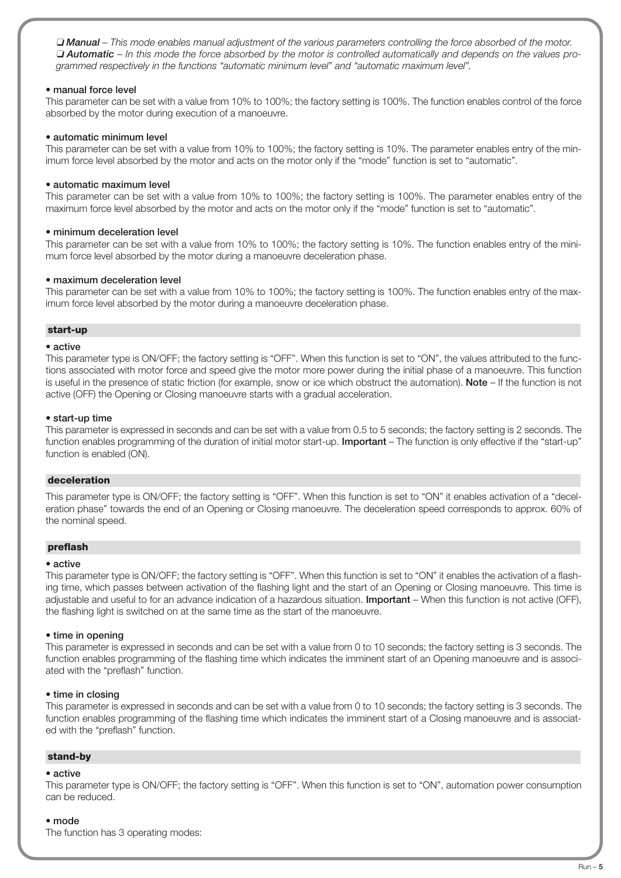❑ ***Manual*** *– This mode enables manual adjustment of the various parameters controlling the force absorbed of the motor.*
❑ ***Automatic*** *– In this mode the force absorbed by the motor is controlled automatically and depends on the values programmed respectively in the functions "automatic minimum level" and "automatic maximum level".*

**• manual force level**
This parameter can be set with a value from 10% to 100%; the factory setting is 100%. The function enables control of the force absorbed by the motor during execution of a manoeuvre.

**• automatic minimum level**
This parameter can be set with a value from 10% to 100%; the factory setting is 10%. The parameter enables entry of the minimum force level absorbed by the motor and acts on the motor only if the "mode" function is set to "automatic".

**• automatic maximum level**
This parameter can be set with a value from 10% to 100%; the factory setting is 100%. The parameter enables entry of the maximum force level absorbed by the motor and acts on the motor only if the "mode" function is set to "automatic".

**• minimum deceleration level**
This parameter can be set with a value from 10% to 100%; the factory setting is 10%. The function enables entry of the minimum force level absorbed by the motor during a manoeuvre deceleration phase.

**• maximum deceleration level**
This parameter can be set with a value from 10% to 100%; the factory setting is 100%. The function enables entry of the maximum force level absorbed by the motor during a manoeuvre deceleration phase.

### start-up

**• active**
This parameter type is ON/OFF; the factory setting is "OFF". When this function is set to "ON", the values attributed to the functions associated with motor force and speed give the motor more power during the initial phase of a manoeuvre. This function is useful in the presence of static friction (for example, snow or ice which obstruct the automation). **Note** – If the function is not active (OFF) the Opening or Closing manoeuvre starts with a gradual acceleration.

**• start-up time**
This parameter is expressed in seconds and can be set with a value from 0.5 to 5 seconds; the factory setting is 2 seconds. The function enables programming of the duration of initial motor start-up. **Important** – The function is only effective if the "start-up" function is enabled (ON).

### deceleration

This parameter type is ON/OFF; the factory setting is "OFF". When this function is set to "ON" it enables activation of a "deceleration phase" towards the end of an Opening or Closing manoeuvre. The deceleration speed corresponds to approx. 60% of the nominal speed.

### preflash

**• active**
This parameter type is ON/OFF; the factory setting is "OFF". When this function is set to "ON" it enables the activation of a flashing time, which passes between activation of the flashing light and the start of an Opening or Closing manoeuvre. This time is adjustable and useful to for an advance indication of a hazardous situation. **Important** – When this function is not active (OFF), the flashing light is switched on at the same time as the start of the manoeuvre.

**• time in opening**
This parameter is expressed in seconds and can be set with a value from 0 to 10 seconds; the factory setting is 3 seconds. The function enables programming of the flashing time which indicates the imminent start of an Opening manoeuvre and is associated with the "preflash" function.

**• time in closing**
This parameter is expressed in seconds and can be set with a value from 0 to 10 seconds; the factory setting is 3 seconds. The function enables programming of the flashing time which indicates the imminent start of a Closing manoeuvre and is associated with the "preflash" function.

### stand-by

**• active**
This parameter type is ON/OFF; the factory setting is "OFF". When this function is set to "ON", automation power consumption can be reduced.

**• mode**
The function has 3 operating modes: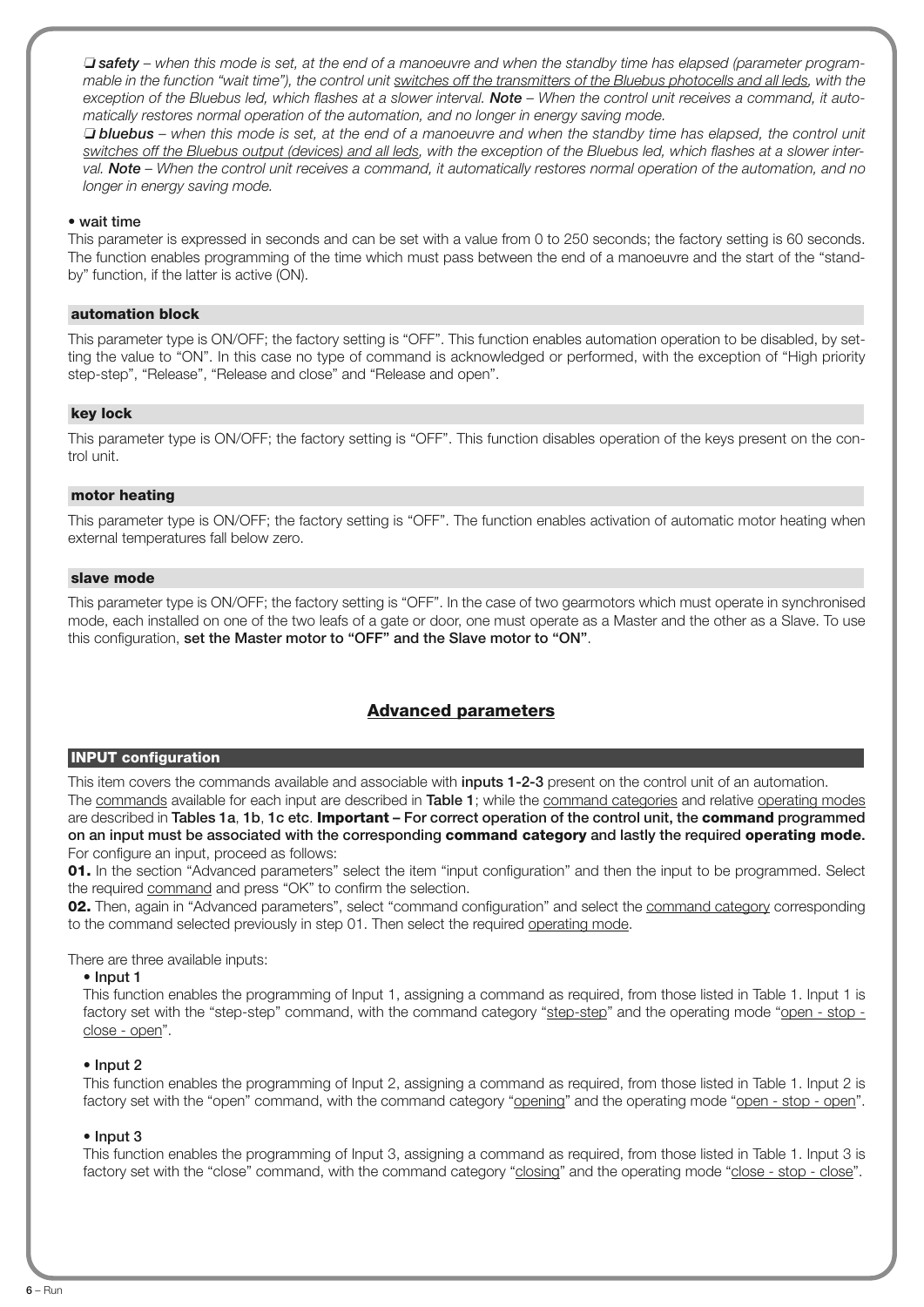❑ ***safety*** *– when this mode is set, at the end of a manoeuvre and when the standby time has elapsed (parameter programmable in the function "wait time"), the control unit* *<u>switches off the transmitters of the Bluebus photocells and all leds</u>, with the exception of the Bluebus led, which flashes at a slower interval.* ***Note*** *– When the control unit receives a command, it automatically restores normal operation of the automation, and no longer in energy saving mode.*

❑ ***bluebus*** *– when this mode is set, at the end of a manoeuvre and when the standby time has elapsed, the control unit* *<u>switches off the Bluebus output (devices) and all leds</u>, with the exception of the Bluebus led, which flashes at a slower interval.* ***Note*** *– When the control unit receives a command, it automatically restores normal operation of the automation, and no longer in energy saving mode.*

• **wait time**

This parameter is expressed in seconds and can be set with a value from 0 to 250 seconds; the factory setting is 60 seconds. The function enables programming of the time which must pass between the end of a manoeuvre and the start of the "standby" function, if the latter is active (ON).

### automation block

This parameter type is ON/OFF; the factory setting is "OFF". This function enables automation operation to be disabled, by setting the value to "ON". In this case no type of command is acknowledged or performed, with the exception of "High priority step-step", "Release", "Release and close" and "Release and open".

### key lock

This parameter type is ON/OFF; the factory setting is "OFF". This function disables operation of the keys present on the control unit.

### motor heating

This parameter type is ON/OFF; the factory setting is "OFF". The function enables activation of automatic motor heating when external temperatures fall below zero.

### slave mode

This parameter type is ON/OFF; the factory setting is "OFF". In the case of two gearmotors which must operate in synchronised mode, each installed on one of the two leafs of a gate or door, one must operate as a Master and the other as a Slave. To use this configuration, **set the Master motor to "OFF" and the Slave motor to "ON"**.

## Advanced parameters

### INPUT configuration

This item covers the commands available and associable with **inputs 1-2-3** present on the control unit of an automation.
The <u>commands</u> available for each input are described in **Table 1**; while the <u>command categories</u> and relative <u>operating modes</u> are described in **Tables 1a**, **1b**, **1c etc**. **Important – For correct operation of the control unit, the command programmed on an input must be associated with the corresponding command category and lastly the required operating mode.**
For configure an input, proceed as follows:

**01.** In the section "Advanced parameters" select the item "input configuration" and then the input to be programmed. Select the required <u>command</u> and press "OK" to confirm the selection.

**02.** Then, again in "Advanced parameters", select "command configuration" and select the <u>command category</u> corresponding to the command selected previously in step 01. Then select the required <u>operating mode</u>.

There are three available inputs:

• **Input 1**

This function enables the programming of Input 1, assigning a command as required, from those listed in Table 1. Input 1 is factory set with the "step-step" command, with the command category "<u>step-step</u>" and the operating mode "<u>open - stop - close - open</u>".

• **Input 2**

This function enables the programming of Input 2, assigning a command as required, from those listed in Table 1. Input 2 is factory set with the "open" command, with the command category "<u>opening</u>" and the operating mode "<u>open - stop - open</u>".

• **Input 3**

This function enables the programming of Input 3, assigning a command as required, from those listed in Table 1. Input 3 is factory set with the "close" command, with the command category "<u>closing</u>" and the operating mode "<u>close - stop - close</u>".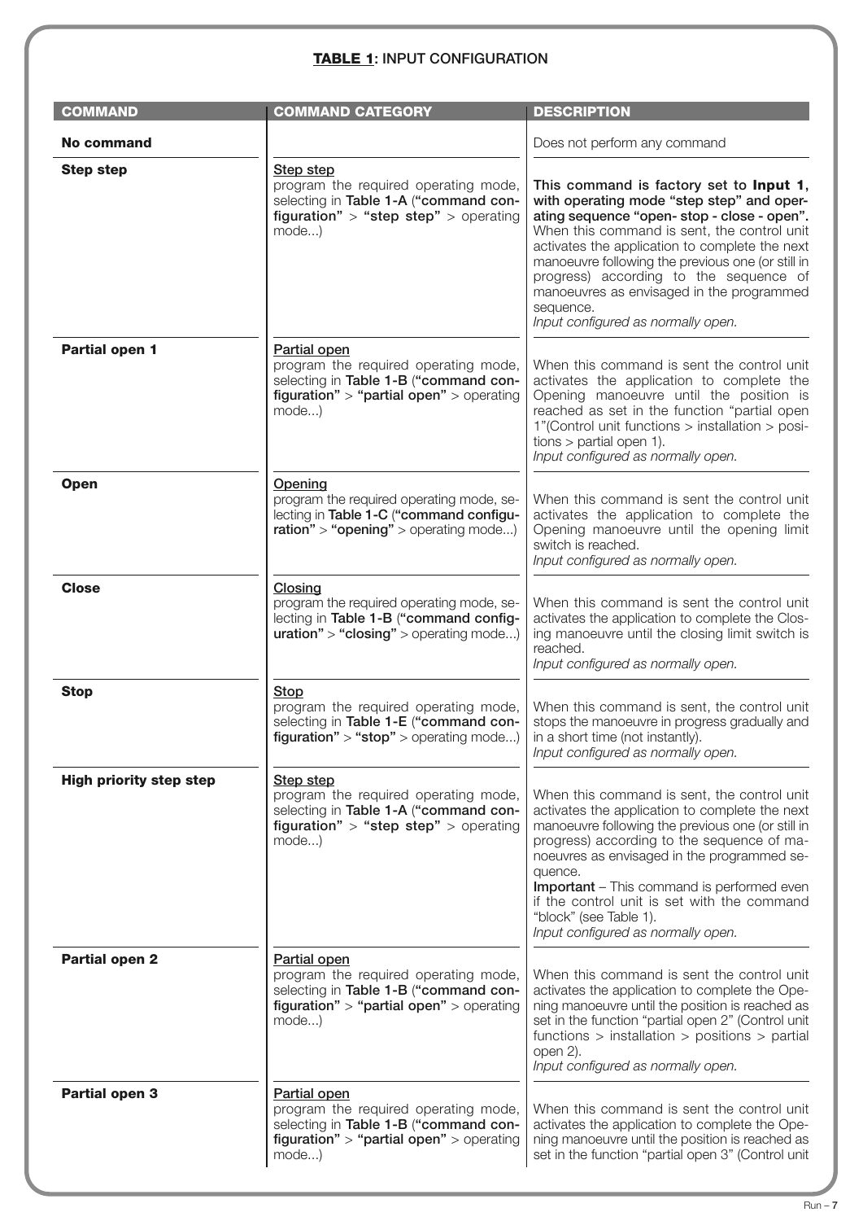**TABLE 1**: INPUT CONFIGURATION

| COMMAND | COMMAND CATEGORY | DESCRIPTION |
|---|---|---|
| **No command** | | Does not perform any command |
| **Step step** | Step step<br>program the required operating mode, selecting in **Table 1-A** (**"command configuration"** > **"step step"** > operating mode...) | **This command is factory set to Input 1, with operating mode "step step" and operating sequence "open- stop - close - open".** When this command is sent, the control unit activates the application to complete the next manoeuvre following the previous one (or still in progress) according to the sequence of manoeuvres as envisaged in the programmed sequence.<br>*Input configured as normally open.* |
| **Partial open 1** | Partial open<br>program the required operating mode, selecting in **Table 1-B** (**"command configuration"** > **"partial open"** > operating mode...) | When this command is sent the control unit activates the application to complete the Opening manoeuvre until the position is reached as set in the function "partial open 1"(Control unit functions > installation > positions > partial open 1).<br>*Input configured as normally open.* |
| **Open** | Opening<br>program the required operating mode, selecting in **Table 1-C** (**"command configuration"** > **"opening"** > operating mode...) | When this command is sent the control unit activates the application to complete the Opening manoeuvre until the opening limit switch is reached.<br>*Input configured as normally open.* |
| **Close** | Closing<br>program the required operating mode, selecting in **Table 1-B** (**"command configuration"** > **"closing"** > operating mode...) | When this command is sent the control unit activates the application to complete the Closing manoeuvre until the closing limit switch is reached.<br>*Input configured as normally open.* |
| **Stop** | Stop<br>program the required operating mode, selecting in **Table 1-E** (**"command configuration"** > **"stop"** > operating mode...) | When this command is sent, the control unit stops the manoeuvre in progress gradually and in a short time (not instantly).<br>*Input configured as normally open.* |
| **High priority step step** | Step step<br>program the required operating mode, selecting in **Table 1-A** (**"command configuration"** > **"step step"** > operating mode...) | When this command is sent, the control unit activates the application to complete the next manoeuvre following the previous one (or still in progress) according to the sequence of manoeuvres as envisaged in the programmed sequence.<br>**Important** – This command is performed even if the control unit is set with the command "block" (see Table 1).<br>*Input configured as normally open.* |
| **Partial open 2** | Partial open<br>program the required operating mode, selecting in **Table 1-B** (**"command configuration"** > **"partial open"** > operating mode...) | When this command is sent the control unit activates the application to complete the Opening manoeuvre until the position is reached as set in the function "partial open 2" (Control unit functions > installation > positions > partial open 2).<br>*Input configured as normally open.* |
| **Partial open 3** | Partial open<br>program the required operating mode, selecting in **Table 1-B** (**"command configuration"** > **"partial open"** > operating mode...) | When this command is sent the control unit activates the application to complete the Opening manoeuvre until the position is reached as set in the function "partial open 3" (Control unit |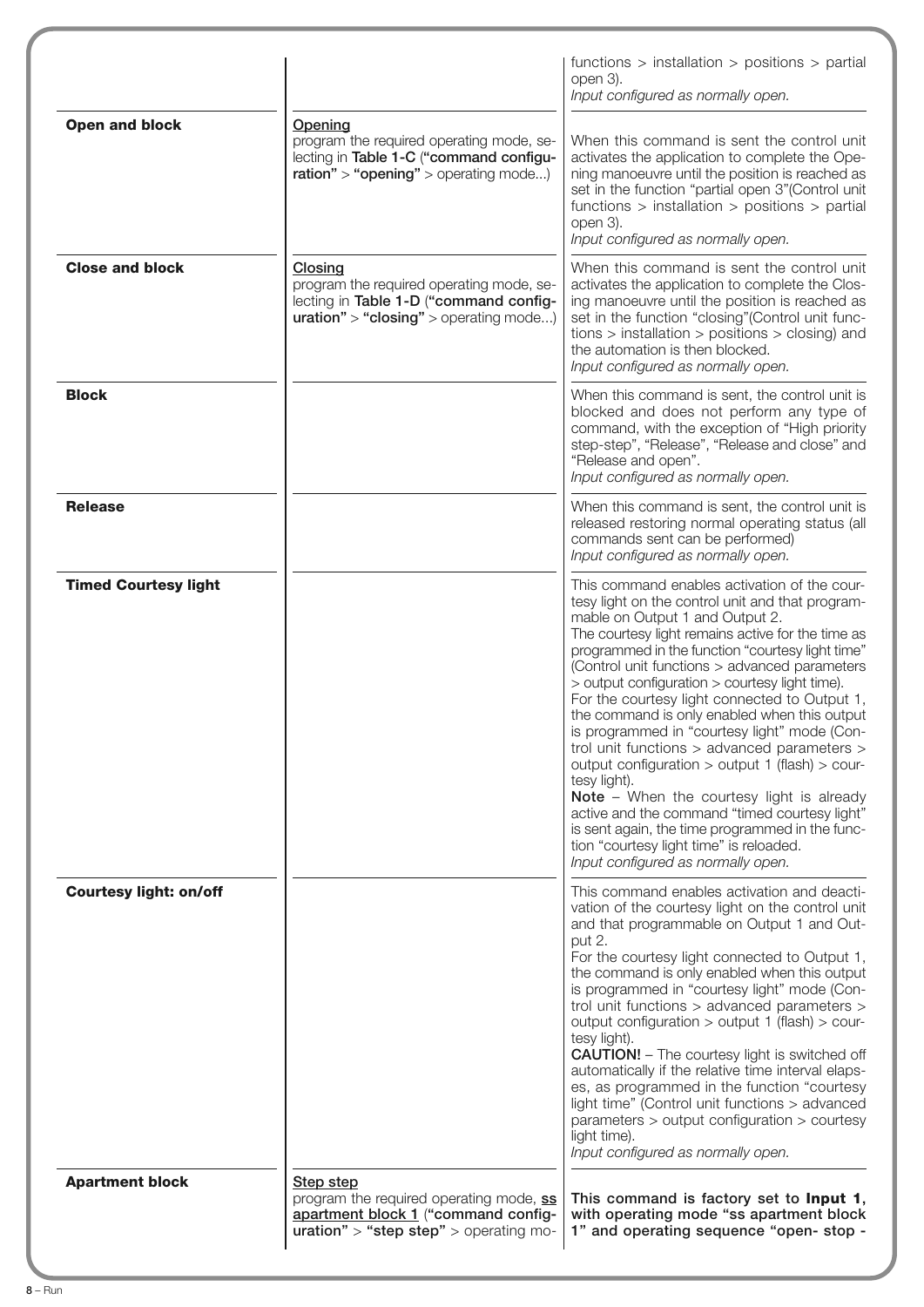| | | |
|---|---|---|
| | | functions > installation > positions > partial open 3). *Input configured as normally open.* |
| **Open and block** | Opening<br>program the required operating mode, selecting in **Table 1-C** (**"command configuration"** > **"opening"** > operating mode...) | When this command is sent the control unit activates the application to complete the Opening manoeuvre until the position is reached as set in the function "partial open 3"(Control unit functions > installation > positions > partial open 3). *Input configured as normally open.* |
| **Close and block** | Closing<br>program the required operating mode, selecting in **Table 1-D** (**"command configuration"** > **"closing"** > operating mode...) | When this command is sent the control unit activates the application to complete the Closing manoeuvre until the position is reached as set in the function "closing"(Control unit functions > installation > positions > closing) and the automation is then blocked. *Input configured as normally open.* |
| **Block** | | When this command is sent, the control unit is blocked and does not perform any type of command, with the exception of "High priority step-step", "Release", "Release and close" and "Release and open". *Input configured as normally open.* |
| **Release** | | When this command is sent, the control unit is released restoring normal operating status (all commands sent can be performed) *Input configured as normally open.* |
| **Timed Courtesy light** | | This command enables activation of the courtesy light on the control unit and that programmable on Output 1 and Output 2.<br>The courtesy light remains active for the time as programmed in the function "courtesy light time" (Control unit functions > advanced parameters > output configuration > courtesy light time).<br>For the courtesy light connected to Output 1, the command is only enabled when this output is programmed in "courtesy light" mode (Control unit functions > advanced parameters > output configuration > output 1 (flash) > courtesy light).<br>**Note** – When the courtesy light is already active and the command "timed courtesy light" is sent again, the time programmed in the function "courtesy light time" is reloaded. *Input configured as normally open.* |
| **Courtesy light: on/off** | | This command enables activation and deactivation of the courtesy light on the control unit and that programmable on Output 1 and Output 2.<br>For the courtesy light connected to Output 1, the command is only enabled when this output is programmed in "courtesy light" mode (Control unit functions > advanced parameters > output configuration > output 1 (flash) > courtesy light).<br>**CAUTION!** – The courtesy light is switched off automatically if the relative time interval elapses, as programmed in the function "courtesy light time" (Control unit functions > advanced parameters > output configuration > courtesy light time). *Input configured as normally open.* |
| **Apartment block** | Step step<br>program the required operating mode, **ss apartment block 1** (**"command configuration"** > **"step step"** > operating mo- | **This command is factory set to Input 1, with operating mode "ss apartment block 1" and operating sequence "open- stop -** |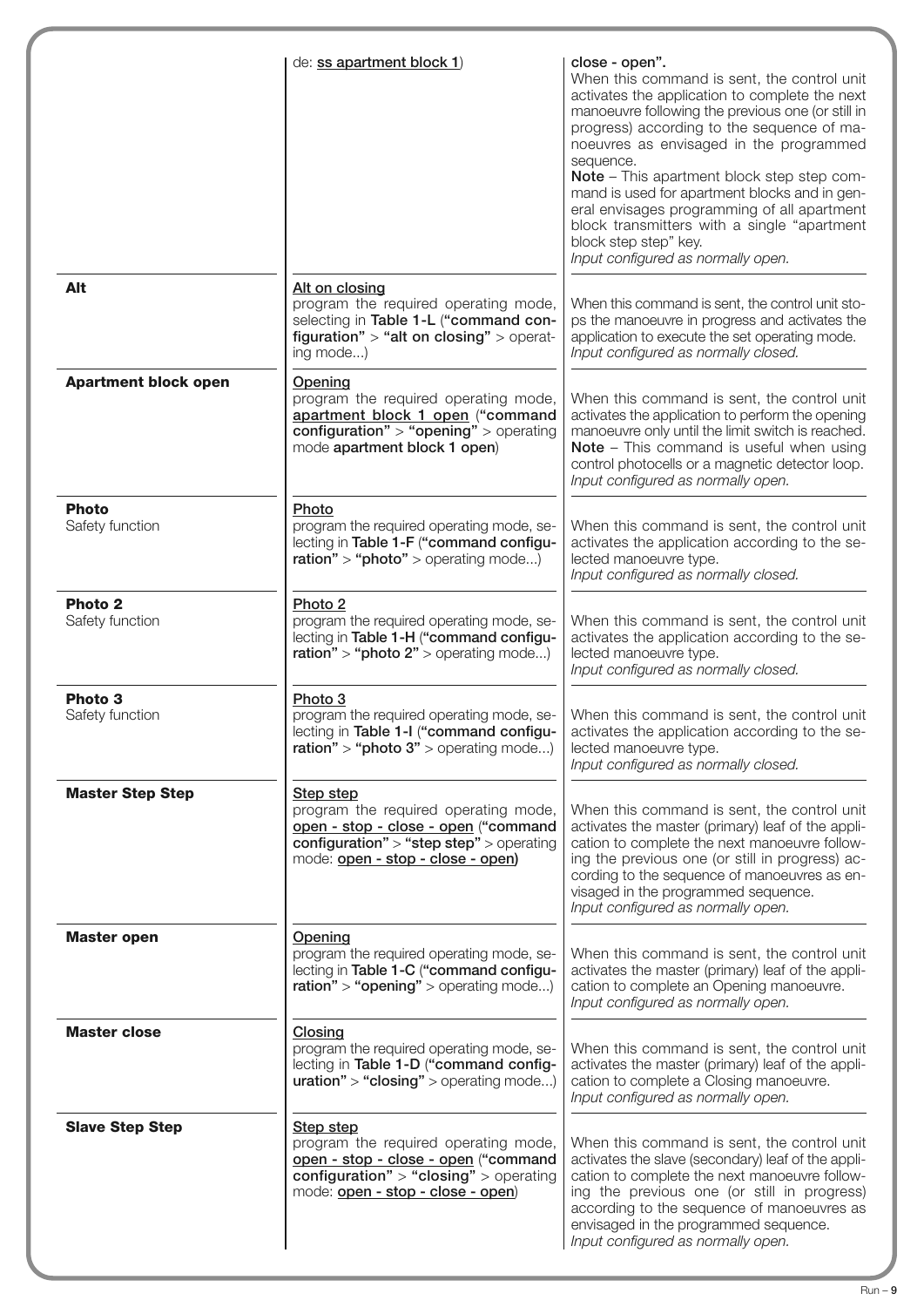| | | |
|---|---|---|
| | de: **ss apartment block 1**) | **close - open".**<br>When this command is sent, the control unit activates the application to complete the next manoeuvre following the previous one (or still in progress) according to the sequence of manoeuvres as envisaged in the programmed sequence.<br>**Note** – This apartment block step step command is used for apartment blocks and in general envisages programming of all apartment block transmitters with a single "apartment block step step" key.<br>*Input configured as normally open.* |
| **Alt** | Alt on closing<br>program the required operating mode, selecting in **Table 1-L** (**"command configuration"** > **"alt on closing"** > operating mode...) | When this command is sent, the control unit stops the manoeuvre in progress and activates the application to execute the set operating mode.<br>*Input configured as normally closed.* |
| **Apartment block open** | Opening<br>program the required operating mode, **apartment block 1 open** (**"command configuration"** > **"opening"** > operating mode **apartment block 1 open**) | When this command is sent, the control unit activates the application to perform the opening manoeuvre only until the limit switch is reached.<br>**Note** – This command is useful when using control photocells or a magnetic detector loop.<br>*Input configured as normally open.* |
| **Photo**<br>Safety function | Photo<br>program the required operating mode, selecting in **Table 1-F** (**"command configuration"** > **"photo"** > operating mode...) | When this command is sent, the control unit activates the application according to the selected manoeuvre type.<br>*Input configured as normally closed.* |
| **Photo 2**<br>Safety function | Photo 2<br>program the required operating mode, selecting in **Table 1-H** (**"command configuration"** > **"photo 2"** > operating mode...) | When this command is sent, the control unit activates the application according to the selected manoeuvre type.<br>*Input configured as normally closed.* |
| **Photo 3**<br>Safety function | Photo 3<br>program the required operating mode, selecting in **Table 1-I** (**"command configuration"** > **"photo 3"** > operating mode...) | When this command is sent, the control unit activates the application according to the selected manoeuvre type.<br>*Input configured as normally closed.* |
| **Master Step Step** | Step step<br>program the required operating mode, **open - stop - close - open** (**"command configuration"** > **"step step"** > operating mode: **open - stop - close - open**) | When this command is sent, the control unit activates the master (primary) leaf of the application to complete the next manoeuvre following the previous one (or still in progress) according to the sequence of manoeuvres as envisaged in the programmed sequence.<br>*Input configured as normally open.* |
| **Master open** | Opening<br>program the required operating mode, selecting in **Table 1-C** (**"command configuration"** > **"opening"** > operating mode...) | When this command is sent, the control unit activates the master (primary) leaf of the application to complete an Opening manoeuvre.<br>*Input configured as normally open.* |
| **Master close** | Closing<br>program the required operating mode, selecting in **Table 1-D** (**"command configuration"** > **"closing"** > operating mode...) | When this command is sent, the control unit activates the master (primary) leaf of the application to complete a Closing manoeuvre.<br>*Input configured as normally open.* |
| **Slave Step Step** | Step step<br>program the required operating mode, **open - stop - close - open** (**"command configuration"** > **"closing"** > operating mode: **open - stop - close - open**) | When this command is sent, the control unit activates the slave (secondary) leaf of the application to complete the next manoeuvre following the previous one (or still in progress) according to the sequence of manoeuvres as envisaged in the programmed sequence.<br>*Input configured as normally open.* |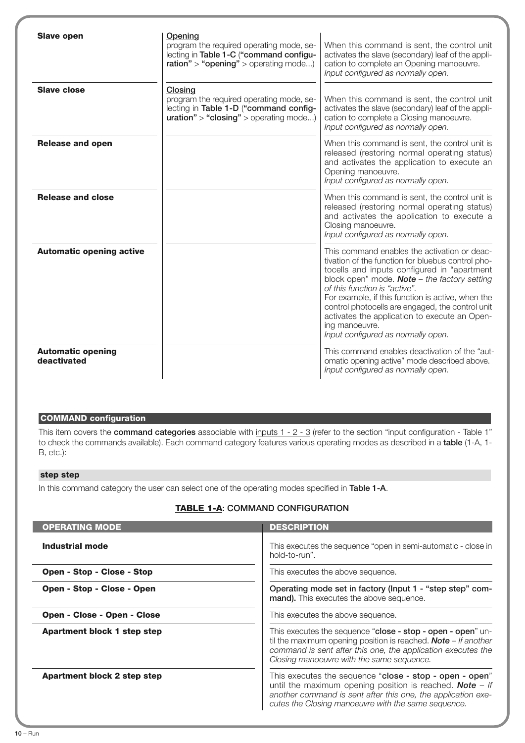| | | |
|---|---|---|
| **Slave open** | Opening<br>program the required operating mode, selecting in **Table 1-C** (**"command configuration"** > **"opening"** > operating mode...) | When this command is sent, the control unit activates the slave (secondary) leaf of the application to complete an Opening manoeuvre.<br>*Input configured as normally open.* |
| **Slave close** | Closing<br>program the required operating mode, selecting in **Table 1-D** (**"command configuration"** > **"closing"** > operating mode...) | When this command is sent, the control unit activates the slave (secondary) leaf of the application to complete a Closing manoeuvre.<br>*Input configured as normally open.* |
| **Release and open** | | When this command is sent, the control unit is released (restoring normal operating status) and activates the application to execute an Opening manoeuvre.<br>*Input configured as normally open.* |
| **Release and close** | | When this command is sent, the control unit is released (restoring normal operating status) and activates the application to execute a Closing manoeuvre.<br>*Input configured as normally open.* |
| **Automatic opening active** | | This command enables the activation or deactivation of the function for bluebus control photocells and inputs configured in "apartment block open" mode. ***Note*** – *the factory setting of this function is "active".*<br>For example, if this function is active, when the control photocells are engaged, the control unit activates the application to execute an Opening manoeuvre.<br>*Input configured as normally open.* |
| **Automatic opening deactivated** | | This command enables deactivation of the "automatic opening active" mode described above.<br>*Input configured as normally open.* |

## COMMAND configuration

This item covers the **command categories** associable with inputs 1 - 2 - 3 (refer to the section "input configuration - Table 1" to check the commands available). Each command category features various operating modes as described in a **table** (1-A, 1-B, etc.):

### step step

In this command category the user can select one of the operating modes specified in **Table 1-A**.

**TABLE 1-A: COMMAND CONFIGURATION**

| OPERATING MODE | DESCRIPTION |
|---|---|
| **Industrial mode** | This executes the sequence "open in semi-automatic - close in hold-to-run". |
| **Open - Stop - Close - Stop** | This executes the above sequence. |
| **Open - Stop - Close - Open** | **Operating mode set in factory (Input 1 - "step step" command).** This executes the above sequence. |
| **Open - Close - Open - Close** | This executes the above sequence. |
| **Apartment block 1 step step** | This executes the sequence "**close - stop - open - open**" until the maximum opening position is reached. ***Note*** – *If another command is sent after this one, the application executes the Closing manoeuvre with the same sequence.* |
| **Apartment block 2 step step** | This executes the sequence "**close - stop - open - open**" until the maximum opening position is reached. ***Note*** – *If another command is sent after this one, the application executes the Closing manoeuvre with the same sequence.* |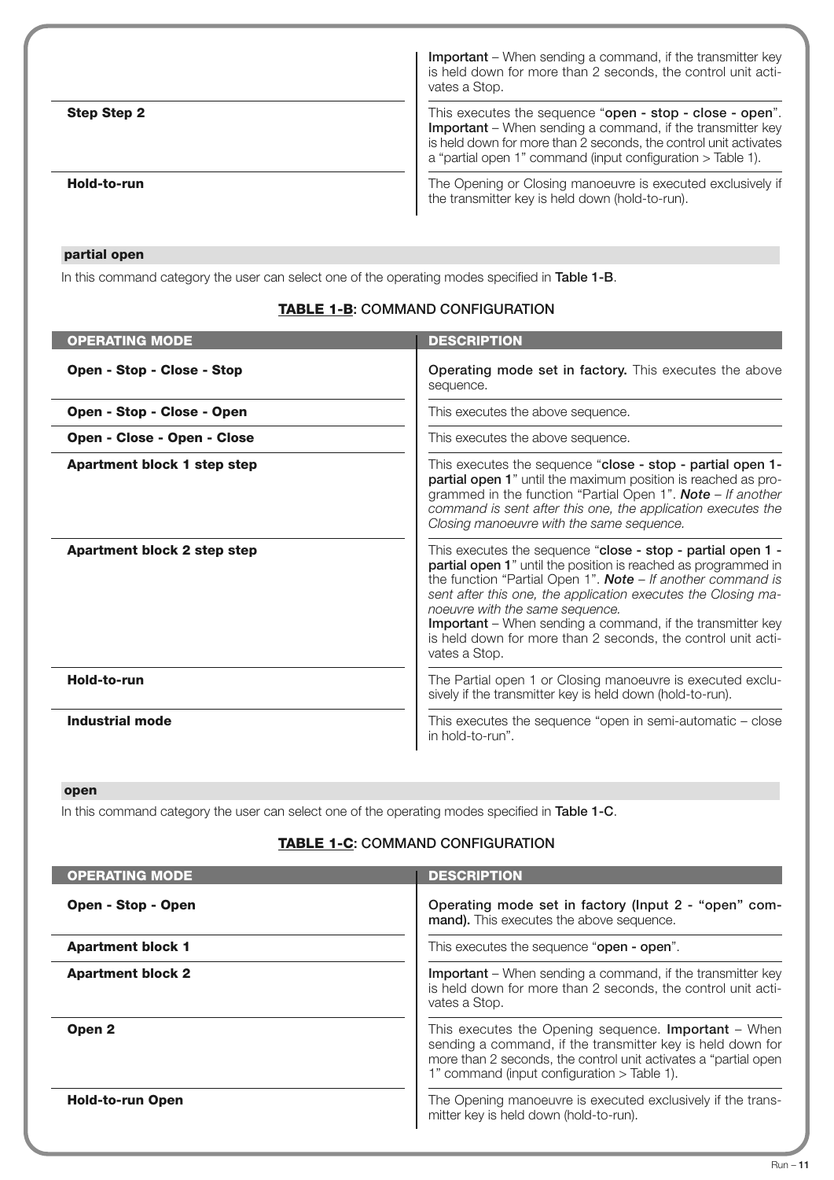| | |
|---|---|
| | **Important** – When sending a command, if the transmitter key is held down for more than 2 seconds, the control unit activates a Stop. |
| **Step Step 2** | This executes the sequence "**open - stop - close - open**". **Important** – When sending a command, if the transmitter key is held down for more than 2 seconds, the control unit activates a "partial open 1" command (input configuration > Table 1). |
| **Hold-to-run** | The Opening or Closing manoeuvre is executed exclusively if the transmitter key is held down (hold-to-run). |

### partial open

In this command category the user can select one of the operating modes specified in **Table 1-B**.

**TABLE 1-B: COMMAND CONFIGURATION**

| OPERATING MODE | DESCRIPTION |
|---|---|
| **Open - Stop - Close - Stop** | **Operating mode set in factory.** This executes the above sequence. |
| **Open - Stop - Close - Open** | This executes the above sequence. |
| **Open - Close - Open - Close** | This executes the above sequence. |
| **Apartment block 1 step step** | This executes the sequence "**close - stop - partial open 1- partial open 1**" until the maximum position is reached as programmed in the function "Partial Open 1". ***Note*** – *If another command is sent after this one, the application executes the Closing manoeuvre with the same sequence.* |
| **Apartment block 2 step step** | This executes the sequence "**close - stop - partial open 1 - partial open 1**" until the position is reached as programmed in the function "Partial Open 1". ***Note*** – *If another command is sent after this one, the application executes the Closing manoeuvre with the same sequence.* **Important** – When sending a command, if the transmitter key is held down for more than 2 seconds, the control unit activates a Stop. |
| **Hold-to-run** | The Partial open 1 or Closing manoeuvre is executed exclusively if the transmitter key is held down (hold-to-run). |
| **Industrial mode** | This executes the sequence "open in semi-automatic – close in hold-to-run". |

### open

In this command category the user can select one of the operating modes specified in **Table 1-C**.

**TABLE 1-C: COMMAND CONFIGURATION**

| OPERATING MODE | DESCRIPTION |
|---|---|
| **Open - Stop - Open** | **Operating mode set in factory (Input 2 - "open" command).** This executes the above sequence. |
| **Apartment block 1** | This executes the sequence "**open - open**". |
| **Apartment block 2** | **Important** – When sending a command, if the transmitter key is held down for more than 2 seconds, the control unit activates a Stop. |
| **Open 2** | This executes the Opening sequence. **Important** – When sending a command, if the transmitter key is held down for more than 2 seconds, the control unit activates a "partial open 1" command (input configuration > Table 1). |
| **Hold-to-run Open** | The Opening manoeuvre is executed exclusively if the transmitter key is held down (hold-to-run). |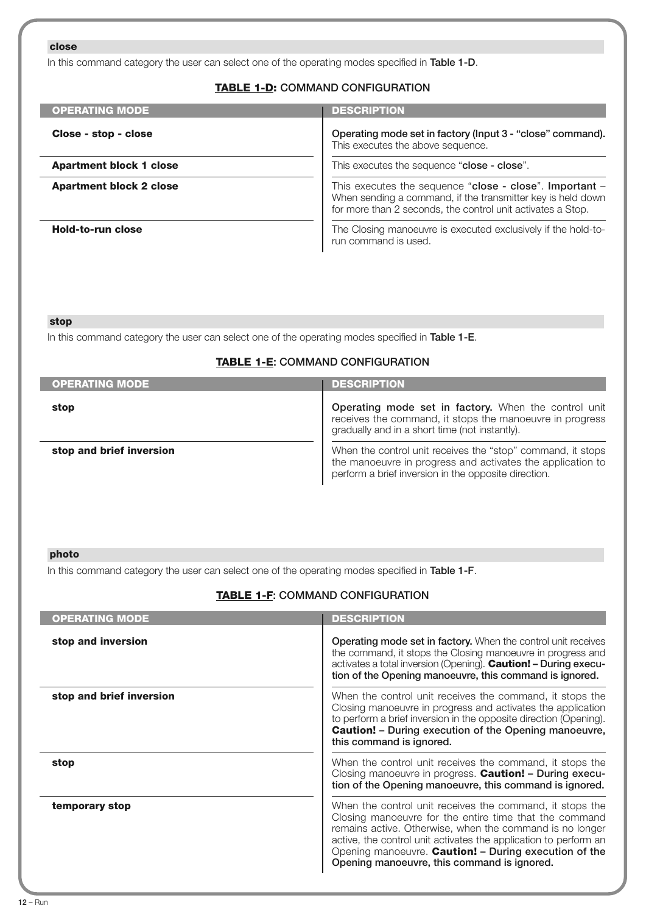### close

In this command category the user can select one of the operating modes specified in **Table 1-D**.

**TABLE 1-D: COMMAND CONFIGURATION**

| OPERATING MODE | DESCRIPTION |
|---|---|
| **Close - stop - close** | **Operating mode set in factory (Input 3 - "close" command).** This executes the above sequence. |
| **Apartment block 1 close** | This executes the sequence "**close - close**". |
| **Apartment block 2 close** | This executes the sequence "**close - close**". **Important** – When sending a command, if the transmitter key is held down for more than 2 seconds, the control unit activates a Stop. |
| **Hold-to-run close** | The Closing manoeuvre is executed exclusively if the hold-to-run command is used. |

### stop

In this command category the user can select one of the operating modes specified in **Table 1-E**.

**TABLE 1-E: COMMAND CONFIGURATION**

| OPERATING MODE | DESCRIPTION |
|---|---|
| **stop** | **Operating mode set in factory.** When the control unit receives the command, it stops the manoeuvre in progress gradually and in a short time (not instantly). |
| **stop and brief inversion** | When the control unit receives the "stop" command, it stops the manoeuvre in progress and activates the application to perform a brief inversion in the opposite direction. |

### photo

In this command category the user can select one of the operating modes specified in **Table 1-F**.

**TABLE 1-F: COMMAND CONFIGURATION**

| OPERATING MODE | DESCRIPTION |
|---|---|
| **stop and inversion** | **Operating mode set in factory.** When the control unit receives the command, it stops the Closing manoeuvre in progress and activates a total inversion (Opening). **Caution! – During execution of the Opening manoeuvre, this command is ignored.** |
| **stop and brief inversion** | When the control unit receives the command, it stops the Closing manoeuvre in progress and activates the application to perform a brief inversion in the opposite direction (Opening). **Caution! – During execution of the Opening manoeuvre, this command is ignored.** |
| **stop** | When the control unit receives the command, it stops the Closing manoeuvre in progress. **Caution! – During execution of the Opening manoeuvre, this command is ignored.** |
| **temporary stop** | When the control unit receives the command, it stops the Closing manoeuvre for the entire time that the command remains active. Otherwise, when the command is no longer active, the control unit activates the application to perform an Opening manoeuvre. **Caution! – During execution of the Opening manoeuvre, this command is ignored.** |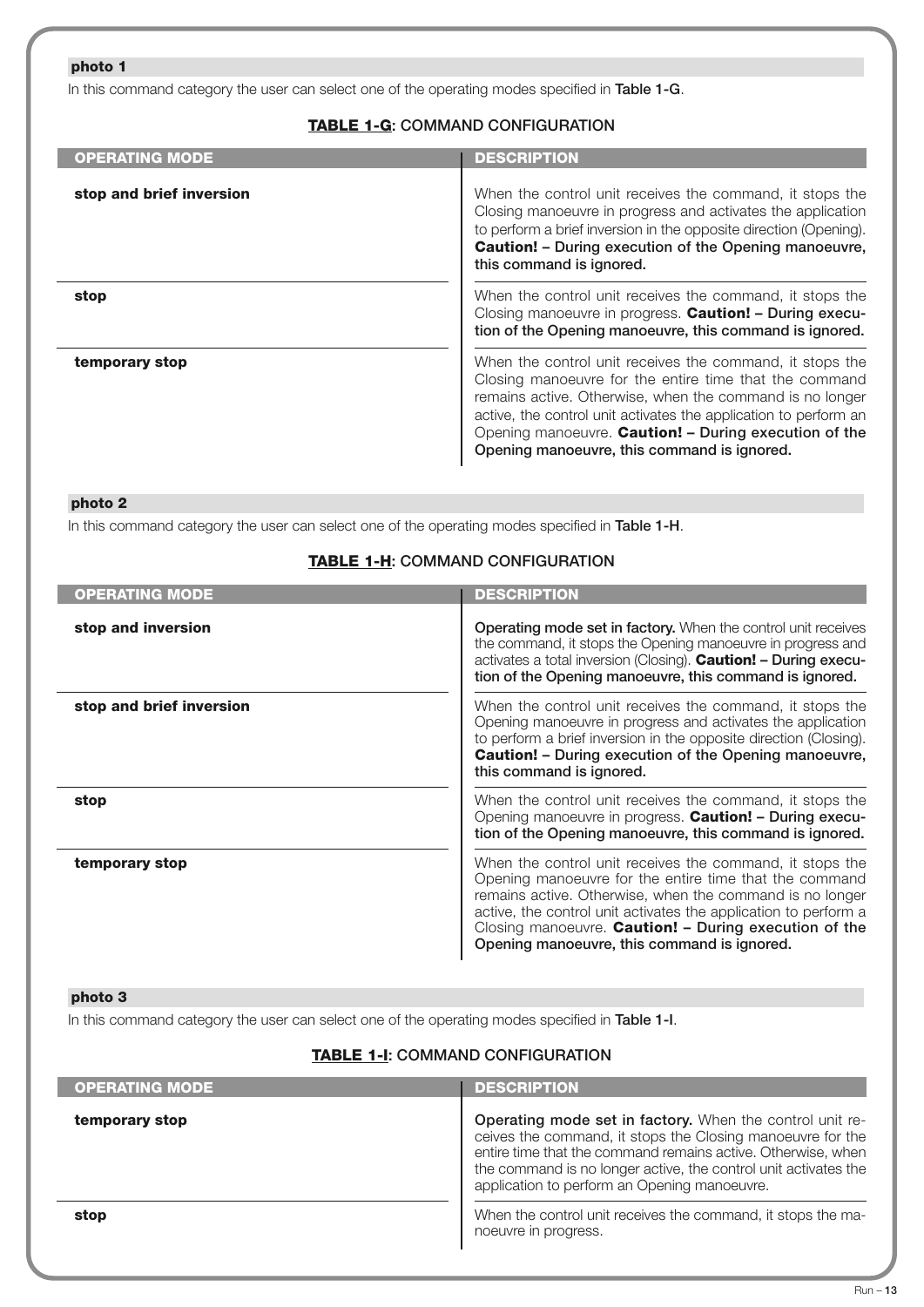**photo 1**

In this command category the user can select one of the operating modes specified in **Table 1-G**.

**TABLE 1-G: COMMAND CONFIGURATION**

| OPERATING MODE | DESCRIPTION |
|---|---|
| **stop and brief inversion** | When the control unit receives the command, it stops the Closing manoeuvre in progress and activates the application to perform a brief inversion in the opposite direction (Opening). **Caution! – During execution of the Opening manoeuvre, this command is ignored.** |
| **stop** | When the control unit receives the command, it stops the Closing manoeuvre in progress. **Caution! – During execution of the Opening manoeuvre, this command is ignored.** |
| **temporary stop** | When the control unit receives the command, it stops the Closing manoeuvre for the entire time that the command remains active. Otherwise, when the command is no longer active, the control unit activates the application to perform an Opening manoeuvre. **Caution! – During execution of the Opening manoeuvre, this command is ignored.** |

**photo 2**

In this command category the user can select one of the operating modes specified in **Table 1-H**.

**TABLE 1-H: COMMAND CONFIGURATION**

| OPERATING MODE | DESCRIPTION |
|---|---|
| **stop and inversion** | **Operating mode set in factory.** When the control unit receives the command, it stops the Opening manoeuvre in progress and activates a total inversion (Closing). **Caution! – During execution of the Opening manoeuvre, this command is ignored.** |
| **stop and brief inversion** | When the control unit receives the command, it stops the Opening manoeuvre in progress and activates the application to perform a brief inversion in the opposite direction (Closing). **Caution! – During execution of the Opening manoeuvre, this command is ignored.** |
| **stop** | When the control unit receives the command, it stops the Opening manoeuvre in progress. **Caution! – During execution of the Opening manoeuvre, this command is ignored.** |
| **temporary stop** | When the control unit receives the command, it stops the Opening manoeuvre for the entire time that the command remains active. Otherwise, when the command is no longer active, the control unit activates the application to perform a Closing manoeuvre. **Caution! – During execution of the Opening manoeuvre, this command is ignored.** |

**photo 3**

In this command category the user can select one of the operating modes specified in **Table 1-I**.

**TABLE 1-I: COMMAND CONFIGURATION**

| OPERATING MODE | DESCRIPTION |
|---|---|
| **temporary stop** | **Operating mode set in factory.** When the control unit receives the command, it stops the Closing manoeuvre for the entire time that the command remains active. Otherwise, when the command is no longer active, the control unit activates the application to perform an Opening manoeuvre. |
| **stop** | When the control unit receives the command, it stops the manoeuvre in progress. |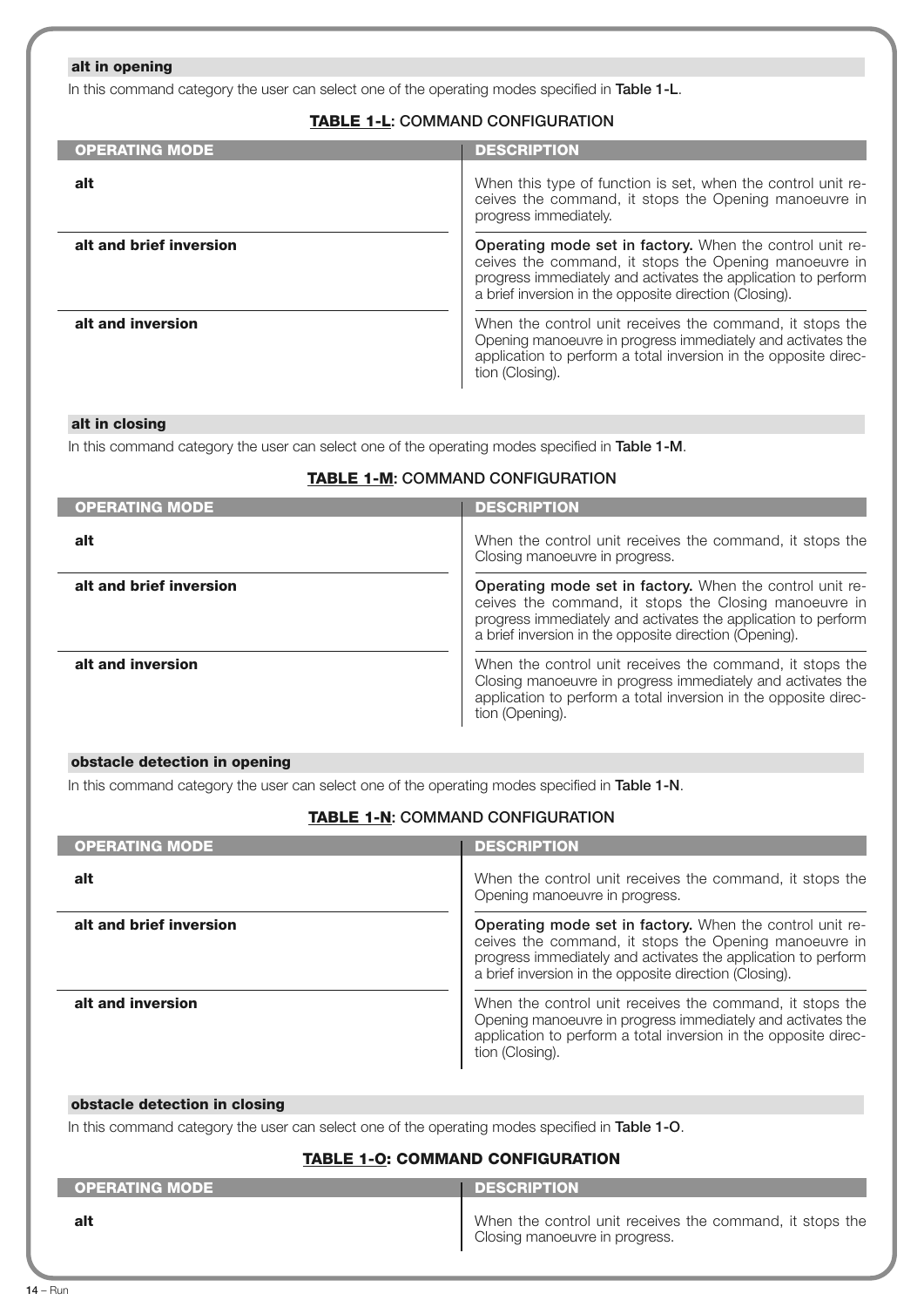### alt in opening

In this command category the user can select one of the operating modes specified in **Table 1-L**.

**TABLE 1-L: COMMAND CONFIGURATION**

| OPERATING MODE | DESCRIPTION |
|---|---|
| **alt** | When this type of function is set, when the control unit receives the command, it stops the Opening manoeuvre in progress immediately. |
| **alt and brief inversion** | **Operating mode set in factory.** When the control unit receives the command, it stops the Opening manoeuvre in progress immediately and activates the application to perform a brief inversion in the opposite direction (Closing). |
| **alt and inversion** | When the control unit receives the command, it stops the Opening manoeuvre in progress immediately and activates the application to perform a total inversion in the opposite direction (Closing). |

### alt in closing

In this command category the user can select one of the operating modes specified in **Table 1-M**.

**TABLE 1-M: COMMAND CONFIGURATION**

| OPERATING MODE | DESCRIPTION |
|---|---|
| **alt** | When the control unit receives the command, it stops the Closing manoeuvre in progress. |
| **alt and brief inversion** | **Operating mode set in factory.** When the control unit receives the command, it stops the Closing manoeuvre in progress immediately and activates the application to perform a brief inversion in the opposite direction (Opening). |
| **alt and inversion** | When the control unit receives the command, it stops the Closing manoeuvre in progress immediately and activates the application to perform a total inversion in the opposite direction (Opening). |

### obstacle detection in opening

In this command category the user can select one of the operating modes specified in **Table 1-N**.

**TABLE 1-N: COMMAND CONFIGURATION**

| OPERATING MODE | DESCRIPTION |
|---|---|
| **alt** | When the control unit receives the command, it stops the Opening manoeuvre in progress. |
| **alt and brief inversion** | **Operating mode set in factory.** When the control unit receives the command, it stops the Opening manoeuvre in progress immediately and activates the application to perform a brief inversion in the opposite direction (Closing). |
| **alt and inversion** | When the control unit receives the command, it stops the Opening manoeuvre in progress immediately and activates the application to perform a total inversion in the opposite direction (Closing). |

### obstacle detection in closing

In this command category the user can select one of the operating modes specified in **Table 1-O**.

**TABLE 1-O: COMMAND CONFIGURATION**

| OPERATING MODE | DESCRIPTION |
|---|---|
| **alt** | When the control unit receives the command, it stops the Closing manoeuvre in progress. |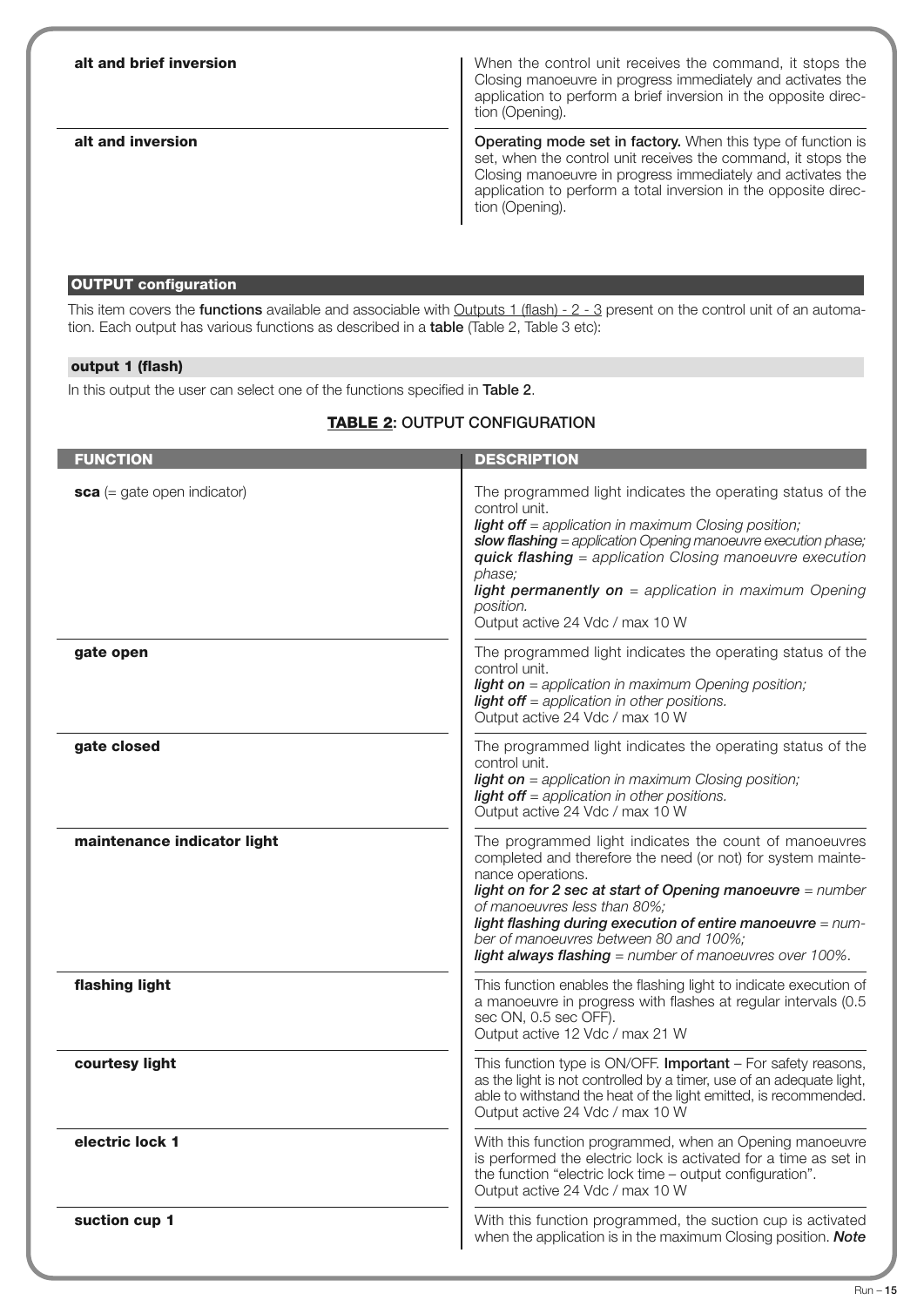| | |
|---|---|
| **alt and brief inversion** | When the control unit receives the command, it stops the Closing manoeuvre in progress immediately and activates the application to perform a brief inversion in the opposite direction (Opening). |
| **alt and inversion** | **Operating mode set in factory.** When this type of function is set, when the control unit receives the command, it stops the Closing manoeuvre in progress immediately and activates the application to perform a total inversion in the opposite direction (Opening). |

### OUTPUT configuration

This item covers the **functions** available and associable with Outputs 1 (flash) - 2 - 3 present on the control unit of an automation. Each output has various functions as described in a **table** (Table 2, Table 3 etc):

#### output 1 (flash)

In this output the user can select one of the functions specified in **Table 2**.

**TABLE 2: OUTPUT CONFIGURATION**

| FUNCTION | DESCRIPTION |
|---|---|
| **sca** (= gate open indicator) | The programmed light indicates the operating status of the control unit.<br>***light off*** *= application in maximum Closing position;*<br>***slow flashing*** *= application Opening manoeuvre execution phase;*<br>***quick flashing*** *= application Closing manoeuvre execution phase;*<br>***light permanently on*** *= application in maximum Opening position.*<br>Output active 24 Vdc / max 10 W |
| **gate open** | The programmed light indicates the operating status of the control unit.<br>***light on*** *= application in maximum Opening position;*<br>***light off*** *= application in other positions.*<br>Output active 24 Vdc / max 10 W |
| **gate closed** | The programmed light indicates the operating status of the control unit.<br>***light on*** *= application in maximum Closing position;*<br>***light off*** *= application in other positions.*<br>Output active 24 Vdc / max 10 W |
| **maintenance indicator light** | The programmed light indicates the count of manoeuvres completed and therefore the need (or not) for system maintenance operations.<br>***light on for 2 sec at start of Opening manoeuvre*** *= number of manoeuvres less than 80%;*<br>***light flashing during execution of entire manoeuvre*** *= number of manoeuvres between 80 and 100%;*<br>***light always flashing*** *= number of manoeuvres over 100%.* |
| **flashing light** | This function enables the flashing light to indicate execution of a manoeuvre in progress with flashes at regular intervals (0.5 sec ON, 0.5 sec OFF).<br>Output active 12 Vdc / max 21 W |
| **courtesy light** | This function type is ON/OFF. **Important** – For safety reasons, as the light is not controlled by a timer, use of an adequate light, able to withstand the heat of the light emitted, is recommended.<br>Output active 24 Vdc / max 10 W |
| **electric lock 1** | With this function programmed, when an Opening manoeuvre is performed the electric lock is activated for a time as set in the function "electric lock time – output configuration".<br>Output active 24 Vdc / max 10 W |
| **suction cup 1** | With this function programmed, the suction cup is activated when the application is in the maximum Closing position. ***Note*** |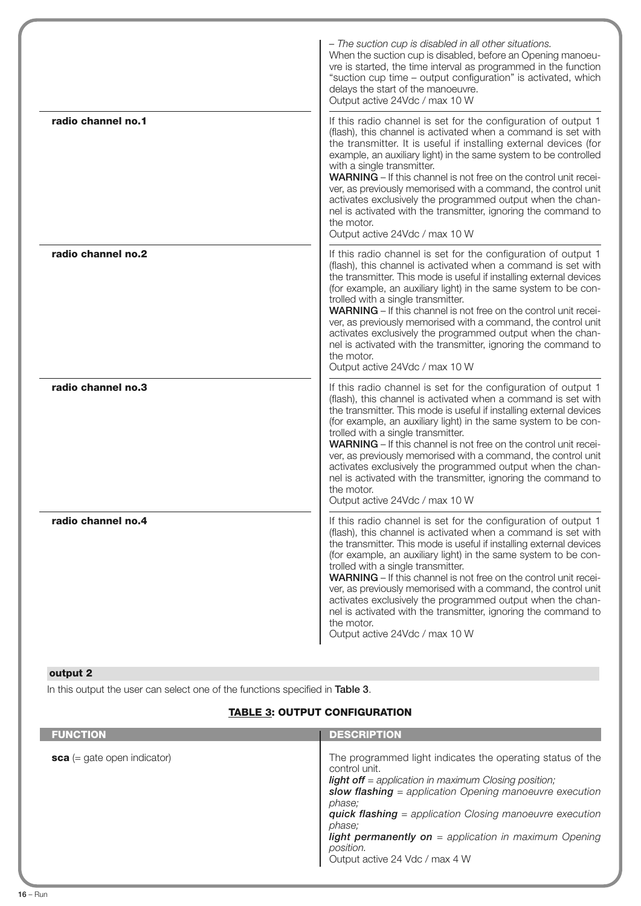| | |
|---|---|
| | *– The suction cup is disabled in all other situations.* When the suction cup is disabled, before an Opening manoeuvre is started, the time interval as programmed in the function "suction cup time – output configuration" is activated, which delays the start of the manoeuvre. Output active 24Vdc / max 10 W |
| **radio channel no.1** | If this radio channel is set for the configuration of output 1 (flash), this channel is activated when a command is set with the transmitter. It is useful if installing external devices (for example, an auxiliary light) in the same system to be controlled with a single transmitter. **WARNING** – If this channel is not free on the control unit receiver, as previously memorised with a command, the control unit activates exclusively the programmed output when the channel is activated with the transmitter, ignoring the command to the motor. Output active 24Vdc / max 10 W |
| **radio channel no.2** | If this radio channel is set for the configuration of output 1 (flash), this channel is activated when a command is set with the transmitter. This mode is useful if installing external devices (for example, an auxiliary light) in the same system to be controlled with a single transmitter. **WARNING** – If this channel is not free on the control unit receiver, as previously memorised with a command, the control unit activates exclusively the programmed output when the channel is activated with the transmitter, ignoring the command to the motor. Output active 24Vdc / max 10 W |
| **radio channel no.3** | If this radio channel is set for the configuration of output 1 (flash), this channel is activated when a command is set with the transmitter. This mode is useful if installing external devices (for example, an auxiliary light) in the same system to be controlled with a single transmitter. **WARNING** – If this channel is not free on the control unit receiver, as previously memorised with a command, the control unit activates exclusively the programmed output when the channel is activated with the transmitter, ignoring the command to the motor. Output active 24Vdc / max 10 W |
| **radio channel no.4** | If this radio channel is set for the configuration of output 1 (flash), this channel is activated when a command is set with the transmitter. This mode is useful if installing external devices (for example, an auxiliary light) in the same system to be controlled with a single transmitter. **WARNING** – If this channel is not free on the control unit receiver, as previously memorised with a command, the control unit activates exclusively the programmed output when the channel is activated with the transmitter, ignoring the command to the motor. Output active 24Vdc / max 10 W |

**output 2**

In this output the user can select one of the functions specified in **Table 3**.

**TABLE 3: OUTPUT CONFIGURATION**

| FUNCTION | DESCRIPTION |
|---|---|
| **sca** (= gate open indicator) | The programmed light indicates the operating status of the control unit. ***light off*** *= application in maximum Closing position;* ***slow flashing*** *= application Opening manoeuvre execution phase;* ***quick flashing*** *= application Closing manoeuvre execution phase;* ***light permanently on*** *= application in maximum Opening position.* Output active 24 Vdc / max 4 W |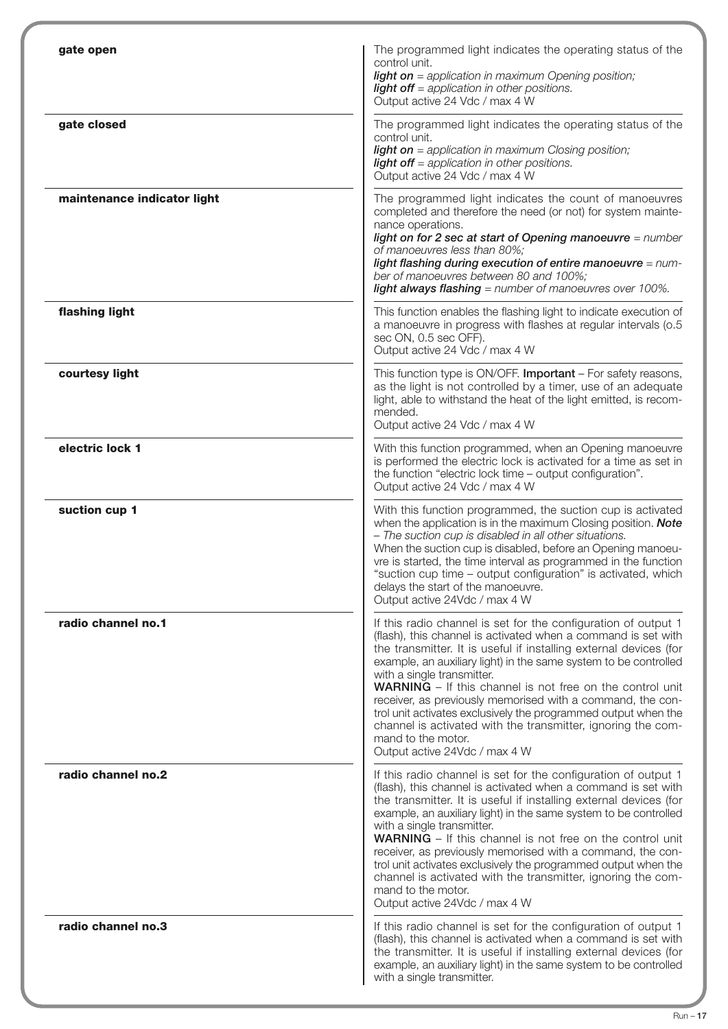| | |
|---|---|
| **gate open** | The programmed light indicates the operating status of the control unit.<br>***light on*** *= application in maximum Opening position;*<br>***light off*** *= application in other positions.*<br>Output active 24 Vdc / max 4 W |
| **gate closed** | The programmed light indicates the operating status of the control unit.<br>***light on*** *= application in maximum Closing position;*<br>***light off*** *= application in other positions.*<br>Output active 24 Vdc / max 4 W |
| **maintenance indicator light** | The programmed light indicates the count of manoeuvres completed and therefore the need (or not) for system maintenance operations.<br>***light on for 2 sec at start of Opening manoeuvre*** *= number of manoeuvres less than 80%;*<br>***light flashing during execution of entire manoeuvre*** *= number of manoeuvres between 80 and 100%;*<br>***light always flashing*** *= number of manoeuvres over 100%.* |
| **flashing light** | This function enables the flashing light to indicate execution of a manoeuvre in progress with flashes at regular intervals (o.5 sec ON, 0.5 sec OFF).<br>Output active 24 Vdc / max 4 W |
| **courtesy light** | This function type is ON/OFF. **Important** – For safety reasons, as the light is not controlled by a timer, use of an adequate light, able to withstand the heat of the light emitted, is recommended.<br>Output active 24 Vdc / max 4 W |
| **electric lock 1** | With this function programmed, when an Opening manoeuvre is performed the electric lock is activated for a time as set in the function "electric lock time – output configuration".<br>Output active 24 Vdc / max 4 W |
| **suction cup 1** | With this function programmed, the suction cup is activated when the application is in the maximum Closing position. ***Note*** *– The suction cup is disabled in all other situations.*<br>When the suction cup is disabled, before an Opening manoeuvre is started, the time interval as programmed in the function "suction cup time – output configuration" is activated, which delays the start of the manoeuvre.<br>Output active 24Vdc / max 4 W |
| **radio channel no.1** | If this radio channel is set for the configuration of output 1 (flash), this channel is activated when a command is set with the transmitter. It is useful if installing external devices (for example, an auxiliary light) in the same system to be controlled with a single transmitter.<br>**WARNING** – If this channel is not free on the control unit receiver, as previously memorised with a command, the control unit activates exclusively the programmed output when the channel is activated with the transmitter, ignoring the command to the motor.<br>Output active 24Vdc / max 4 W |
| **radio channel no.2** | If this radio channel is set for the configuration of output 1 (flash), this channel is activated when a command is set with the transmitter. It is useful if installing external devices (for example, an auxiliary light) in the same system to be controlled with a single transmitter.<br>**WARNING** – If this channel is not free on the control unit receiver, as previously memorised with a command, the control unit activates exclusively the programmed output when the channel is activated with the transmitter, ignoring the command to the motor.<br>Output active 24Vdc / max 4 W |
| **radio channel no.3** | If this radio channel is set for the configuration of output 1 (flash), this channel is activated when a command is set with the transmitter. It is useful if installing external devices (for example, an auxiliary light) in the same system to be controlled with a single transmitter. |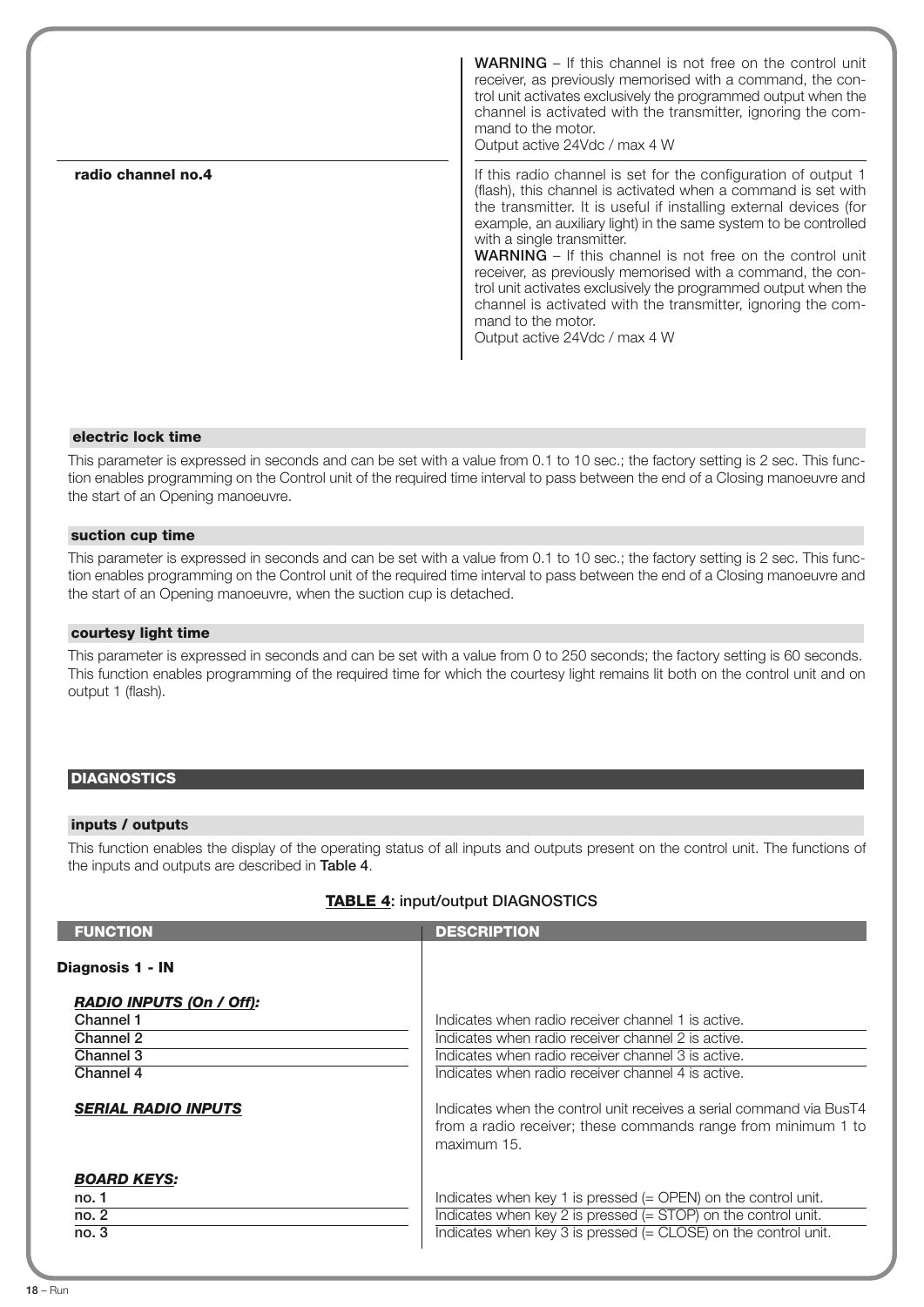| | |
|---|---|
| | **WARNING** – If this channel is not free on the control unit receiver, as previously memorised with a command, the control unit activates exclusively the programmed output when the channel is activated with the transmitter, ignoring the command to the motor.<br>Output active 24Vdc / max 4 W |
| **radio channel no.4** | If this radio channel is set for the configuration of output 1 (flash), this channel is activated when a command is set with the transmitter. It is useful if installing external devices (for example, an auxiliary light) in the same system to be controlled with a single transmitter.<br>**WARNING** – If this channel is not free on the control unit receiver, as previously memorised with a command, the control unit activates exclusively the programmed output when the channel is activated with the transmitter, ignoring the command to the motor.<br>Output active 24Vdc / max 4 W |

### electric lock time

This parameter is expressed in seconds and can be set with a value from 0.1 to 10 sec.; the factory setting is 2 sec. This function enables programming on the Control unit of the required time interval to pass between the end of a Closing manoeuvre and the start of an Opening manoeuvre.

### suction cup time

This parameter is expressed in seconds and can be set with a value from 0.1 to 10 sec.; the factory setting is 2 sec. This function enables programming on the Control unit of the required time interval to pass between the end of a Closing manoeuvre and the start of an Opening manoeuvre, when the suction cup is detached.

### courtesy light time

This parameter is expressed in seconds and can be set with a value from 0 to 250 seconds; the factory setting is 60 seconds. This function enables programming of the required time for which the courtesy light remains lit both on the control unit and on output 1 (flash).

## DIAGNOSTICS

### inputs / outputs

This function enables the display of the operating status of all inputs and outputs present on the control unit. The functions of the inputs and outputs are described in **Table 4**.

**TABLE 4: input/output DIAGNOSTICS**

| FUNCTION | DESCRIPTION |
|---|---|
| **Diagnosis 1 - IN** | |
| ***RADIO INPUTS (On / Off):*** | |
| Channel 1 | Indicates when radio receiver channel 1 is active. |
| Channel 2 | Indicates when radio receiver channel 2 is active. |
| Channel 3 | Indicates when radio receiver channel 3 is active. |
| Channel 4 | Indicates when radio receiver channel 4 is active. |
| ***SERIAL RADIO INPUTS*** | Indicates when the control unit receives a serial command via BusT4 from a radio receiver; these commands range from minimum 1 to maximum 15. |
| ***BOARD KEYS:*** | |
| no. 1 | Indicates when key 1 is pressed (= OPEN) on the control unit. |
| no. 2 | Indicates when key 2 is pressed (= STOP) on the control unit. |
| no. 3 | Indicates when key 3 is pressed (= CLOSE) on the control unit. |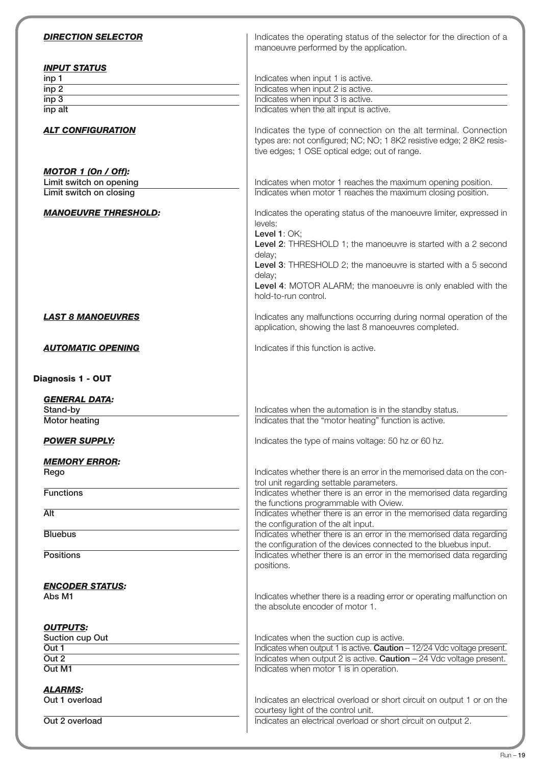***DIRECTION SELECTOR*** — Indicates the operating status of the selector for the direction of a manoeuvre performed by the application.

***INPUT STATUS***

| | |
|---|---|
| inp 1 | Indicates when input 1 is active. |
| inp 2 | Indicates when input 2 is active. |
| inp 3 | Indicates when input 3 is active. |
| inp alt | Indicates when the alt input is active. |

***ALT CONFIGURATION*** — Indicates the type of connection on the alt terminal. Connection types are: not configured; NC; NO; 1 8K2 resistive edge; 2 8K2 resistive edges; 1 OSE optical edge; out of range.

***MOTOR 1 (On / Off):***

| | |
|---|---|
| Limit switch on opening | Indicates when motor 1 reaches the maximum opening position. |
| Limit switch on closing | Indicates when motor 1 reaches the maximum closing position. |

***MANOEUVRE THRESHOLD:*** — Indicates the operating status of the manoeuvre limiter, expressed in levels:

**Level 1**: OK;

**Level 2**: THRESHOLD 1; the manoeuvre is started with a 2 second delay;

**Level 3**: THRESHOLD 2; the manoeuvre is started with a 5 second delay;

**Level 4**: MOTOR ALARM; the manoeuvre is only enabled with the hold-to-run control.

***LAST 8 MANOEUVRES*** — Indicates any malfunctions occurring during normal operation of the application, showing the last 8 manoeuvres completed.

***AUTOMATIC OPENING*** — Indicates if this function is active.

**Diagnosis 1 - OUT**

***GENERAL DATA:***

| | |
|---|---|
| Stand-by | Indicates when the automation is in the standby status. |
| Motor heating | Indicates that the "motor heating" function is active. |

***POWER SUPPLY:*** — Indicates the type of mains voltage: 50 hz or 60 hz.

***MEMORY ERROR:***

| | |
|---|---|
| Rego | Indicates whether there is an error in the memorised data on the control unit regarding settable parameters. |
| Functions | Indicates whether there is an error in the memorised data regarding the functions programmable with Oview. |
| Alt | Indicates whether there is an error in the memorised data regarding the configuration of the alt input. |
| Bluebus | Indicates whether there is an error in the memorised data regarding the configuration of the devices connected to the bluebus input. |
| Positions | Indicates whether there is an error in the memorised data regarding positions. |

***ENCODER STATUS:***

| | |
|---|---|
| Abs M1 | Indicates whether there is a reading error or operating malfunction on the absolute encoder of motor 1. |

***OUTPUTS:***

| | |
|---|---|
| Suction cup Out | Indicates when the suction cup is active. |
| Out 1 | Indicates when output 1 is active. **Caution** – 12/24 Vdc voltage present. |
| Out 2 | Indicates when output 2 is active. **Caution** – 24 Vdc voltage present. |
| Out M1 | Indicates when motor 1 is in operation. |

***ALARMS:***

| | |
|---|---|
| Out 1 overload | Indicates an electrical overload or short circuit on output 1 or on the courtesy light of the control unit. |
| Out 2 overload | Indicates an electrical overload or short circuit on output 2. |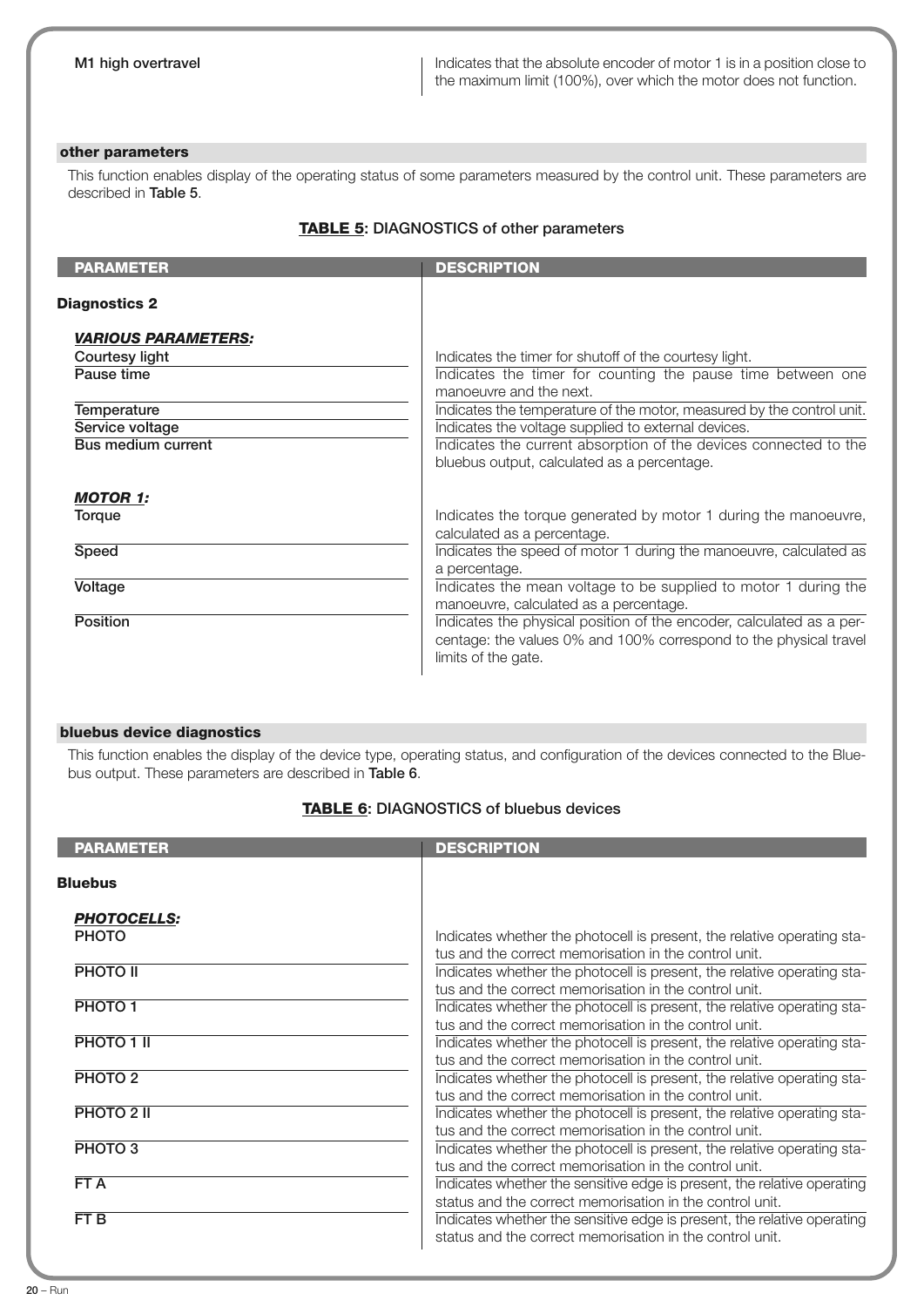| | |
|---|---|
| M1 high overtravel | Indicates that the absolute encoder of motor 1 is in a position close to the maximum limit (100%), over which the motor does not function. |

### other parameters

This function enables display of the operating status of some parameters measured by the control unit. These parameters are described in **Table 5**.

**TABLE 5: DIAGNOSTICS of other parameters**

| PARAMETER | DESCRIPTION |
|---|---|
| **Diagnostics 2** | |
| ***VARIOUS PARAMETERS:*** | |
| Courtesy light | Indicates the timer for shutoff of the courtesy light. |
| Pause time | Indicates the timer for counting the pause time between one manoeuvre and the next. |
| Temperature | Indicates the temperature of the motor, measured by the control unit. |
| Service voltage | Indicates the voltage supplied to external devices. |
| Bus medium current | Indicates the current absorption of the devices connected to the bluebus output, calculated as a percentage. |
| ***MOTOR 1:*** | |
| Torque | Indicates the torque generated by motor 1 during the manoeuvre, calculated as a percentage. |
| Speed | Indicates the speed of motor 1 during the manoeuvre, calculated as a percentage. |
| Voltage | Indicates the mean voltage to be supplied to motor 1 during the manoeuvre, calculated as a percentage. |
| Position | Indicates the physical position of the encoder, calculated as a percentage: the values 0% and 100% correspond to the physical travel limits of the gate. |

### bluebus device diagnostics

This function enables the display of the device type, operating status, and configuration of the devices connected to the Bluebus output. These parameters are described in **Table 6**.

**TABLE 6: DIAGNOSTICS of bluebus devices**

| PARAMETER | DESCRIPTION |
|---|---|
| **Bluebus** | |
| ***PHOTOCELLS:*** | |
| PHOTO | Indicates whether the photocell is present, the relative operating status and the correct memorisation in the control unit. |
| PHOTO II | Indicates whether the photocell is present, the relative operating status and the correct memorisation in the control unit. |
| PHOTO 1 | Indicates whether the photocell is present, the relative operating status and the correct memorisation in the control unit. |
| PHOTO 1 II | Indicates whether the photocell is present, the relative operating status and the correct memorisation in the control unit. |
| PHOTO 2 | Indicates whether the photocell is present, the relative operating status and the correct memorisation in the control unit. |
| PHOTO 2 II | Indicates whether the photocell is present, the relative operating status and the correct memorisation in the control unit. |
| PHOTO 3 | Indicates whether the photocell is present, the relative operating status and the correct memorisation in the control unit. |
| FT A | Indicates whether the sensitive edge is present, the relative operating status and the correct memorisation in the control unit. |
| FT B | Indicates whether the sensitive edge is present, the relative operating status and the correct memorisation in the control unit. |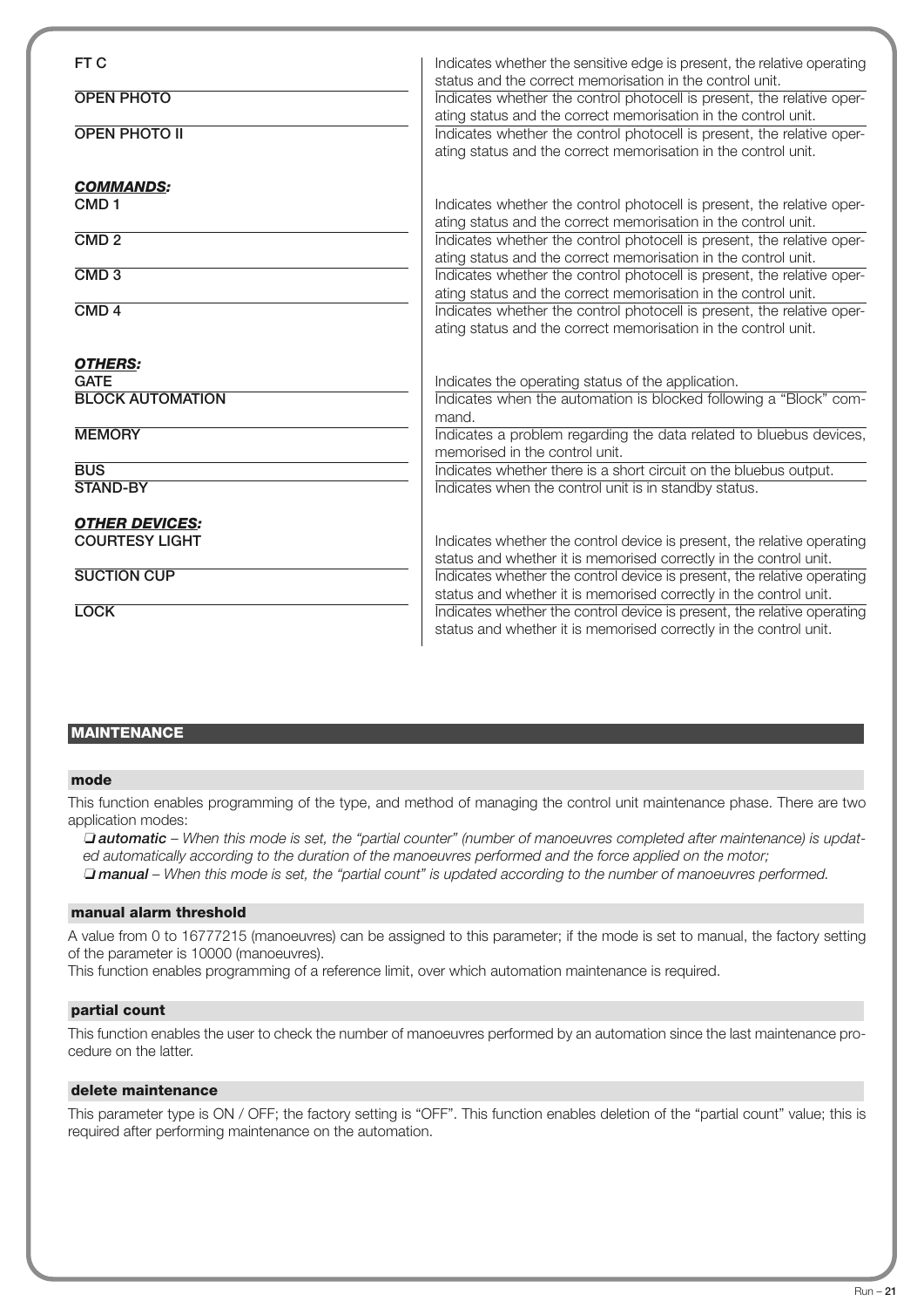| | |
|---|---|
| FT C | Indicates whether the sensitive edge is present, the relative operating status and the correct memorisation in the control unit. |
| OPEN PHOTO | Indicates whether the control photocell is present, the relative operating status and the correct memorisation in the control unit. |
| OPEN PHOTO II | Indicates whether the control photocell is present, the relative operating status and the correct memorisation in the control unit. |
| ***COMMANDS:*** | |
| CMD 1 | Indicates whether the control photocell is present, the relative operating status and the correct memorisation in the control unit. |
| CMD 2 | Indicates whether the control photocell is present, the relative operating status and the correct memorisation in the control unit. |
| CMD 3 | Indicates whether the control photocell is present, the relative operating status and the correct memorisation in the control unit. |
| CMD 4 | Indicates whether the control photocell is present, the relative operating status and the correct memorisation in the control unit. |
| ***OTHERS:*** | |
| GATE | Indicates the operating status of the application. |
| BLOCK AUTOMATION | Indicates when the automation is blocked following a "Block" command. |
| MEMORY | Indicates a problem regarding the data related to bluebus devices, memorised in the control unit. |
| BUS | Indicates whether there is a short circuit on the bluebus output. |
| STAND-BY | Indicates when the control unit is in standby status. |
| ***OTHER DEVICES:*** | |
| COURTESY LIGHT | Indicates whether the control device is present, the relative operating status and whether it is memorised correctly in the control unit. |
| SUCTION CUP | Indicates whether the control device is present, the relative operating status and whether it is memorised correctly in the control unit. |
| LOCK | Indicates whether the control device is present, the relative operating status and whether it is memorised correctly in the control unit. |

## MAINTENANCE

### mode

This function enables programming of the type, and method of managing the control unit maintenance phase. There are two application modes:

❑ ***automatic*** – *When this mode is set, the "partial counter" (number of manoeuvres completed after maintenance) is updated automatically according to the duration of the manoeuvres performed and the force applied on the motor;*
❑ ***manual*** – *When this mode is set, the "partial count" is updated according to the number of manoeuvres performed.*

### manual alarm threshold

A value from 0 to 16777215 (manoeuvres) can be assigned to this parameter; if the mode is set to manual, the factory setting of the parameter is 10000 (manoeuvres).
This function enables programming of a reference limit, over which automation maintenance is required.

### partial count

This function enables the user to check the number of manoeuvres performed by an automation since the last maintenance procedure on the latter.

### delete maintenance

This parameter type is ON / OFF; the factory setting is "OFF". This function enables deletion of the "partial count" value; this is required after performing maintenance on the automation.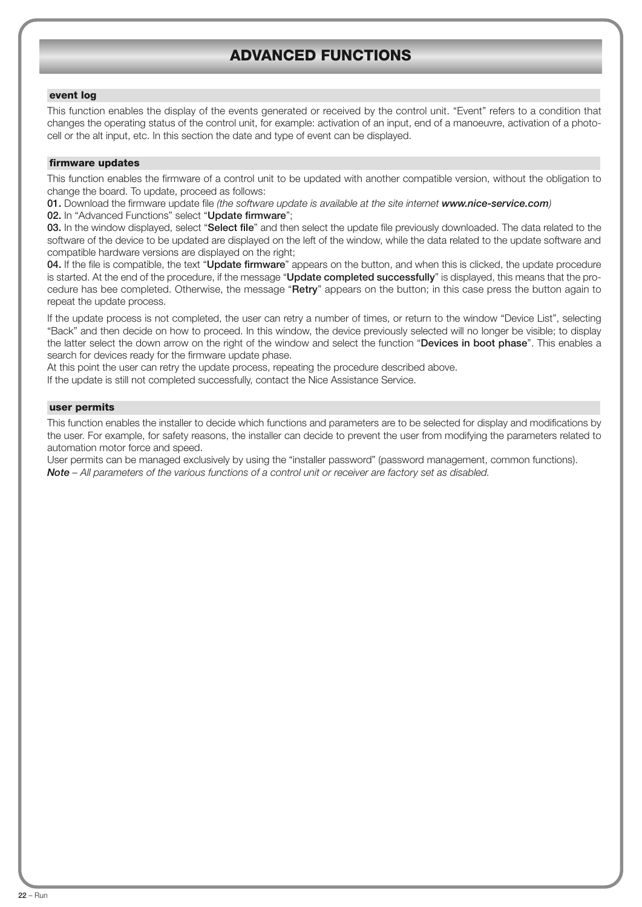# ADVANCED FUNCTIONS

## event log

This function enables the display of the events generated or received by the control unit. "Event" refers to a condition that changes the operating status of the control unit, for example: activation of an input, end of a manoeuvre, activation of a photocell or the alt input, etc. In this section the date and type of event can be displayed.

## firmware updates

This function enables the firmware of a control unit to be updated with another compatible version, without the obligation to change the board. To update, proceed as follows:

**01.** Download the firmware update file *(the software update is available at the site internet **www.nice-service.com**)*

**02.** In "Advanced Functions" select "**Update firmware**";

**03.** In the window displayed, select "**Select file**" and then select the update file previously downloaded. The data related to the software of the device to be updated are displayed on the left of the window, while the data related to the update software and compatible hardware versions are displayed on the right;

**04.** If the file is compatible, the text "**Update firmware**" appears on the button, and when this is clicked, the update procedure is started. At the end of the procedure, if the message "**Update completed successfully**" is displayed, this means that the procedure has bee completed. Otherwise, the message "**Retry**" appears on the button; in this case press the button again to repeat the update process.

If the update process is not completed, the user can retry a number of times, or return to the window "Device List", selecting "Back" and then decide on how to proceed. In this window, the device previously selected will no longer be visible; to display the latter select the down arrow on the right of the window and select the function "**Devices in boot phase**". This enables a search for devices ready for the firmware update phase.
At this point the user can retry the update process, repeating the procedure described above.
If the update is still not completed successfully, contact the Nice Assistance Service.

## user permits

This function enables the installer to decide which functions and parameters are to be selected for display and modifications by the user. For example, for safety reasons, the installer can decide to prevent the user from modifying the parameters related to automation motor force and speed.
User permits can be managed exclusively by using the "installer password" (password management, common functions).
***Note*** *– All parameters of the various functions of a control unit or receiver are factory set as disabled.*